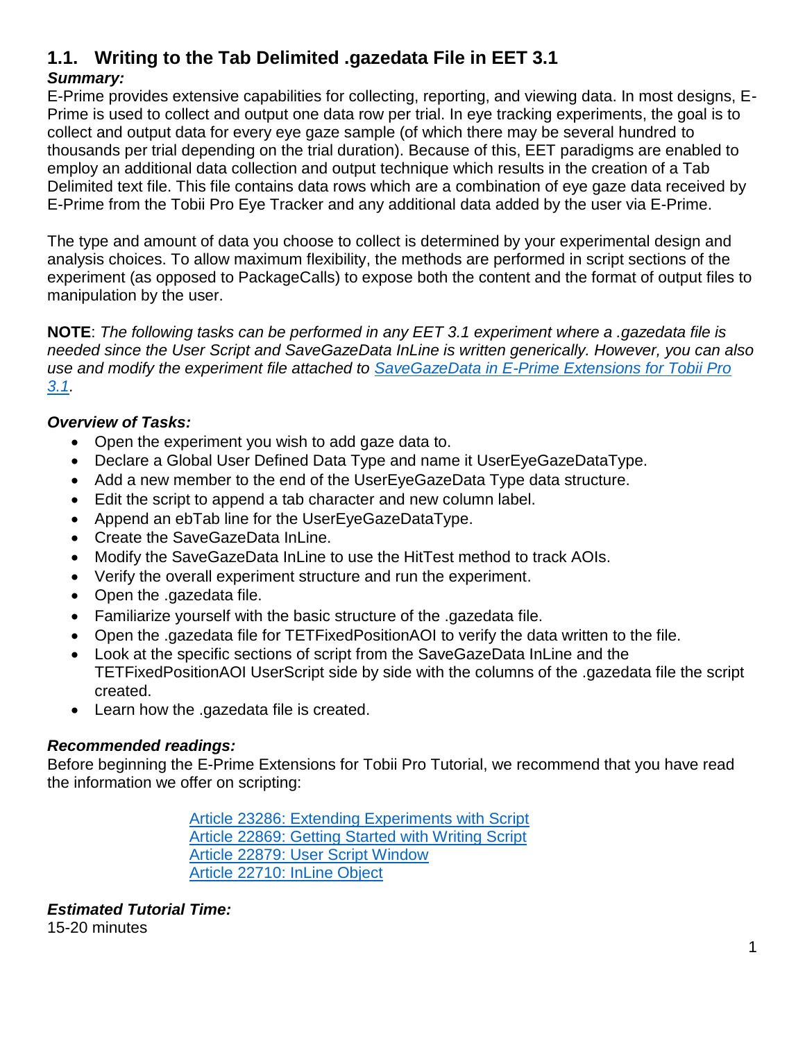## 1.1. Writing to the Tab Delimited .gazedata File in EET 3.1

***Summary:***

E-Prime provides extensive capabilities for collecting, reporting, and viewing data. In most designs, E-Prime is used to collect and output one data row per trial. In eye tracking experiments, the goal is to collect and output data for every eye gaze sample (of which there may be several hundred to thousands per trial depending on the trial duration). Because of this, EET paradigms are enabled to employ an additional data collection and output technique which results in the creation of a Tab Delimited text file. This file contains data rows which are a combination of eye gaze data received by E-Prime from the Tobii Pro Eye Tracker and any additional data added by the user via E-Prime.

The type and amount of data you choose to collect is determined by your experimental design and analysis choices. To allow maximum flexibility, the methods are performed in script sections of the experiment (as opposed to PackageCalls) to expose both the content and the format of output files to manipulation by the user.

**NOTE**: *The following tasks can be performed in any EET 3.1 experiment where a .gazedata file is needed since the User Script and SaveGazeData InLine is written generically. However, you can also use and modify the experiment file attached to [SaveGazeData in E-Prime Extensions for Tobii Pro 3.1](#).*

***Overview of Tasks:***

- Open the experiment you wish to add gaze data to.
- Declare a Global User Defined Data Type and name it UserEyeGazeDataType.
- Add a new member to the end of the UserEyeGazeData Type data structure.
- Edit the script to append a tab character and new column label.
- Append an ebTab line for the UserEyeGazeDataType.
- Create the SaveGazeData InLine.
- Modify the SaveGazeData InLine to use the HitTest method to track AOIs.
- Verify the overall experiment structure and run the experiment.
- Open the .gazedata file.
- Familiarize yourself with the basic structure of the .gazedata file.
- Open the .gazedata file for TETFixedPositionAOI to verify the data written to the file.
- Look at the specific sections of script from the SaveGazeData InLine and the TETFixedPositionAOI UserScript side by side with the columns of the .gazedata file the script created.
- Learn how the .gazedata file is created.

***Recommended readings:***

Before beginning the E-Prime Extensions for Tobii Pro Tutorial, we recommend that you have read the information we offer on scripting:

[Article 23286: Extending Experiments with Script](#)
[Article 22869: Getting Started with Writing Script](#)
[Article 22879: User Script Window](#)
[Article 22710: InLine Object](#)

***Estimated Tutorial Time:***

15-20 minutes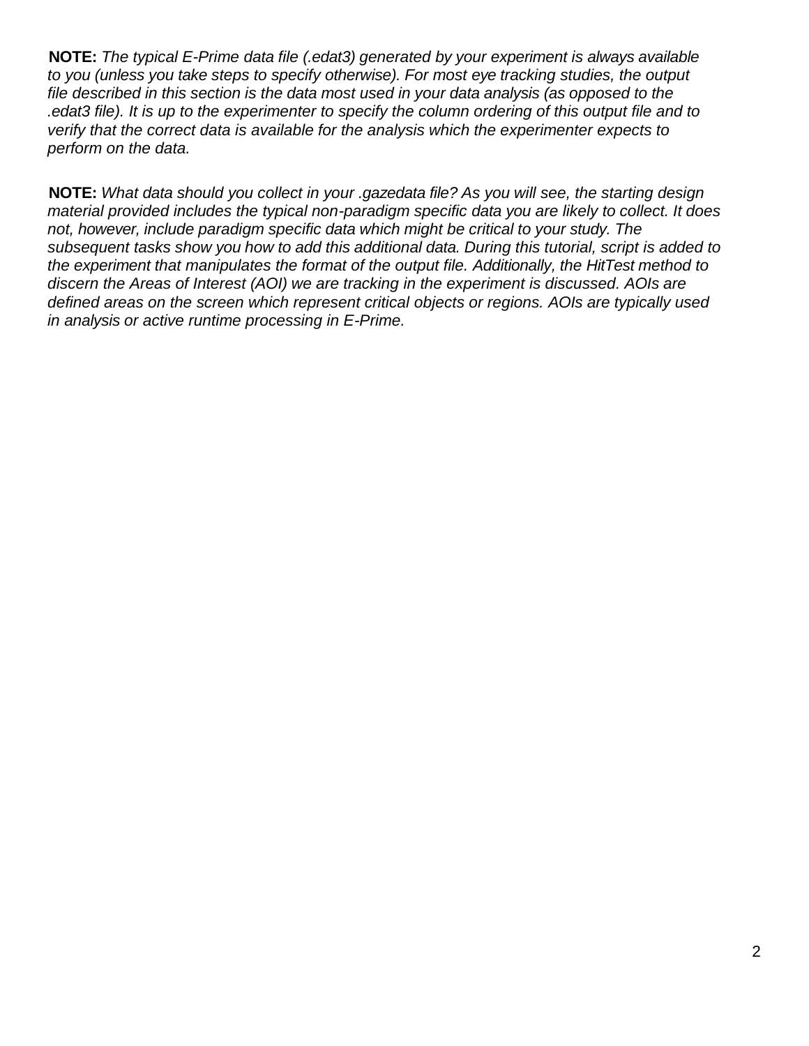**NOTE:** *The typical E-Prime data file (.edat3) generated by your experiment is always available to you (unless you take steps to specify otherwise). For most eye tracking studies, the output file described in this section is the data most used in your data analysis (as opposed to the .edat3 file). It is up to the experimenter to specify the column ordering of this output file and to verify that the correct data is available for the analysis which the experimenter expects to perform on the data.*

**NOTE:** *What data should you collect in your .gazedata file? As you will see, the starting design material provided includes the typical non-paradigm specific data you are likely to collect. It does not, however, include paradigm specific data which might be critical to your study. The subsequent tasks show you how to add this additional data. During this tutorial, script is added to the experiment that manipulates the format of the output file. Additionally, the HitTest method to discern the Areas of Interest (AOI) we are tracking in the experiment is discussed. AOIs are defined areas on the screen which represent critical objects or regions. AOIs are typically used in analysis or active runtime processing in E-Prime.*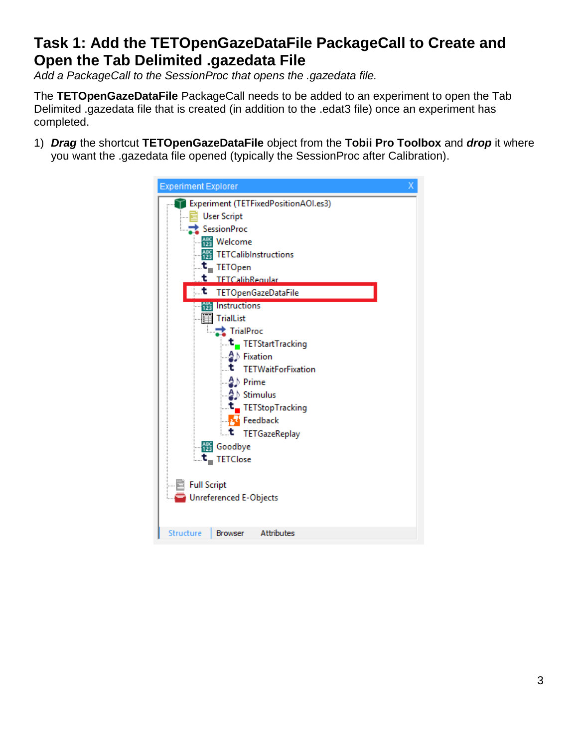# Task 1: Add the TETOpenGazeDataFile PackageCall to Create and Open the Tab Delimited .gazedata File

*Add a PackageCall to the SessionProc that opens the .gazedata file.*

The **TETOpenGazeDataFile** PackageCall needs to be added to an experiment to open the Tab Delimited .gazedata file that is created (in addition to the .edat3 file) once an experiment has completed.

1) ***Drag*** the shortcut **TETOpenGazeDataFile** object from the **Tobii Pro Toolbox** and ***drop*** it where you want the .gazedata file opened (typically the SessionProc after Calibration).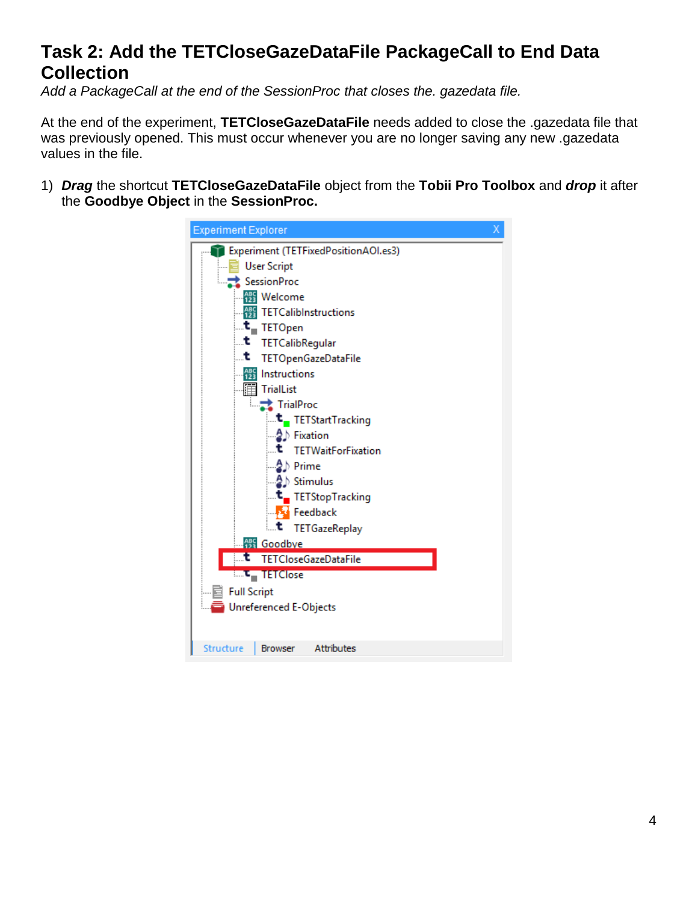# Task 2: Add the TETCloseGazeDataFile PackageCall to End Data Collection

*Add a PackageCall at the end of the SessionProc that closes the. gazedata file.*

At the end of the experiment, **TETCloseGazeDataFile** needs added to close the .gazedata file that was previously opened. This must occur whenever you are no longer saving any new .gazedata values in the file.

1) ***Drag*** the shortcut **TETCloseGazeDataFile** object from the **Tobii Pro Toolbox** and ***drop*** it after the **Goodbye Object** in the **SessionProc.**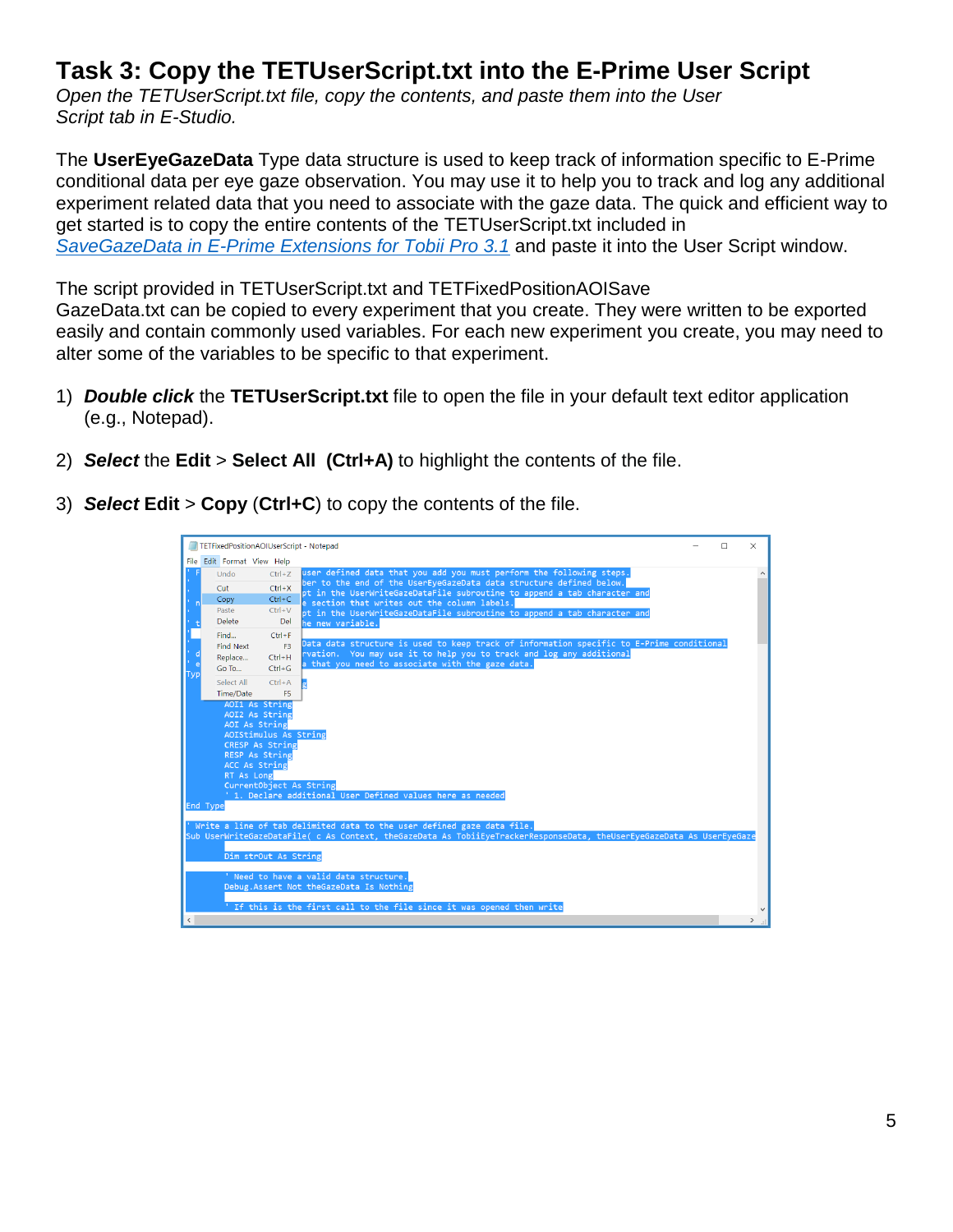# Task 3: Copy the TETUserScript.txt into the E-Prime User Script

*Open the TETUserScript.txt file, copy the contents, and paste them into the User Script tab in E-Studio.*

The **UserEyeGazeData** Type data structure is used to keep track of information specific to E-Prime conditional data per eye gaze observation. You may use it to help you to track and log any additional experiment related data that you need to associate with the gaze data. The quick and efficient way to get started is to copy the entire contents of the TETUserScript.txt included in *SaveGazeData in E-Prime Extensions for Tobii Pro 3.1* and paste it into the User Script window.

The script provided in TETUserScript.txt and TETFixedPositionAOISave GazeData.txt can be copied to every experiment that you create. They were written to be exported easily and contain commonly used variables. For each new experiment you create, you may need to alter some of the variables to be specific to that experiment.

1) ***Double click*** the **TETUserScript.txt** file to open the file in your default text editor application (e.g., Notepad).
2) ***Select*** the **Edit** > **Select All (Ctrl+A)** to highlight the contents of the file.
3) ***Select*** **Edit** > **Copy** (**Ctrl+C**) to copy the contents of the file.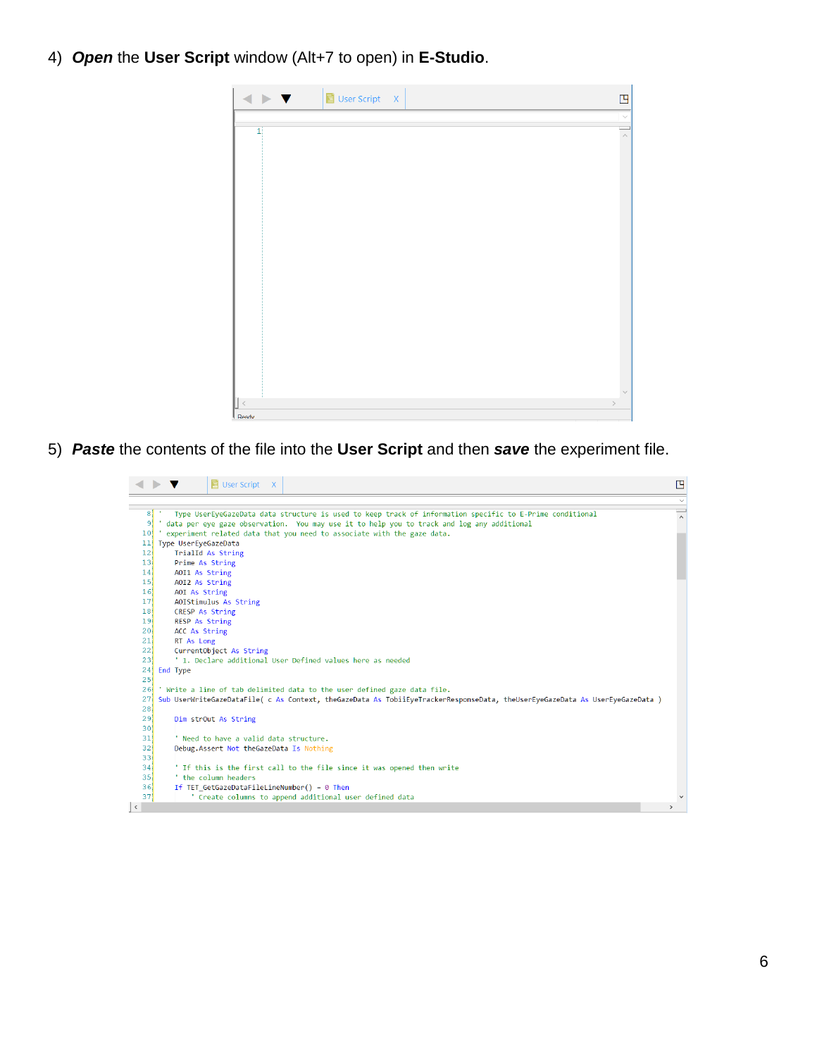4) ***Open*** the **User Script** window (Alt+7 to open) in **E-Studio**.

5) ***Paste*** the contents of the file into the **User Script** and then ***save*** the experiment file.

```
8  '   Type UserEyeGazeData data structure is used to keep track of information specific to E-Prime conditional
9  ' data per eye gaze observation.  You may use it to help you to track and log any additional
10 ' experiment related data that you need to associate with the gaze data.
11 Type UserEyeGazeData
12     TrialId As String
13     Prime As String
14     AOI1 As String
15     AOI2 As String
16     AOI As String
17     AOIStimulus As String
18     CRESP As String
19     RESP As String
20     ACC As String
21     RT As Long
22     CurrentObject As String
23     ' 1. Declare additional User Defined values here as needed
24 End Type
25
26 ' Write a line of tab delimited data to the user defined gaze data file.
27 Sub UserWriteGazeDataFile( c As Context, theGazeData As TobiiEyeTrackerResponseData, theUserEyeGazeData As UserEyeGazeData )
28
29     Dim strOut As String
30
31     ' Need to have a valid data structure.
32     Debug.Assert Not theGazeData Is Nothing
33
34     ' If this is the first call to the file since it was opened then write
35     ' the column headers
36     If TET_GetGazeDataFileLineNumber() = 0 Then
37         ' Create columns to append additional user defined data
```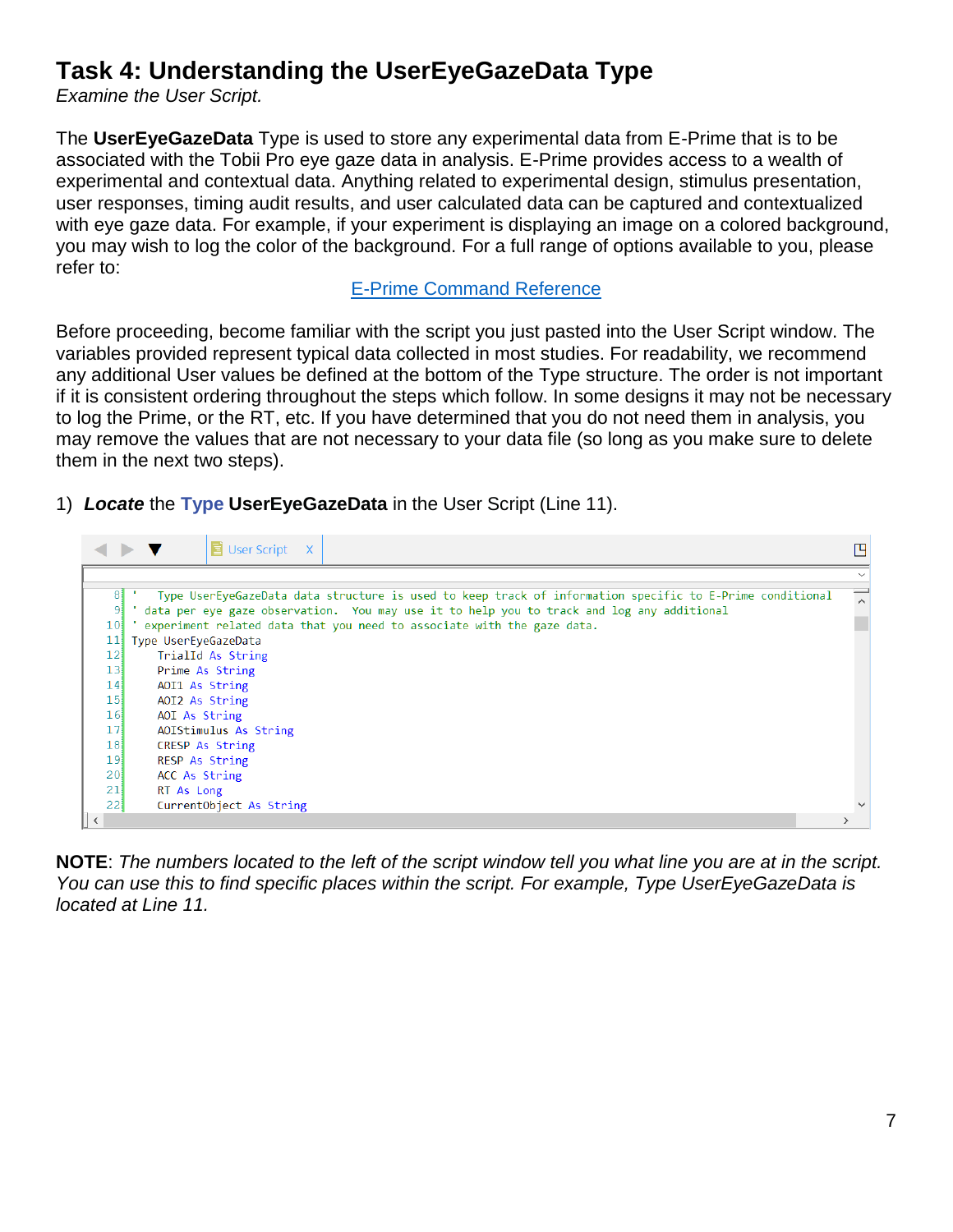# Task 4: Understanding the UserEyeGazeData Type

*Examine the User Script.*

The **UserEyeGazeData** Type is used to store any experimental data from E-Prime that is to be associated with the Tobii Pro eye gaze data in analysis. E-Prime provides access to a wealth of experimental and contextual data. Anything related to experimental design, stimulus presentation, user responses, timing audit results, and user calculated data can be captured and contextualized with eye gaze data. For example, if your experiment is displaying an image on a colored background, you may wish to log the color of the background. For a full range of options available to you, please refer to:

[E-Prime Command Reference]

Before proceeding, become familiar with the script you just pasted into the User Script window. The variables provided represent typical data collected in most studies. For readability, we recommend any additional User values be defined at the bottom of the Type structure. The order is not important if it is consistent ordering throughout the steps which follow. In some designs it may not be necessary to log the Prime, or the RT, etc. If you have determined that you do not need them in analysis, you may remove the values that are not necessary to your data file (so long as you make sure to delete them in the next two steps).

1) ***Locate*** the **Type UserEyeGazeData** in the User Script (Line 11).

```
8   '   Type UserEyeGazeData data structure is used to keep track of information specific to E-Prime conditional
9   ' data per eye gaze observation.  You may use it to help you to track and log any additional
10  ' experiment related data that you need to associate with the gaze data.
11  Type UserEyeGazeData
12      TrialId As String
13      Prime As String
14      AOI1 As String
15      AOI2 As String
16      AOI As String
17      AOIStimulus As String
18      CRESP As String
19      RESP As String
20      ACC As String
21      RT As Long
22      CurrentObject As String
```

**NOTE**: *The numbers located to the left of the script window tell you what line you are at in the script. You can use this to find specific places within the script. For example, Type UserEyeGazeData is located at Line 11.*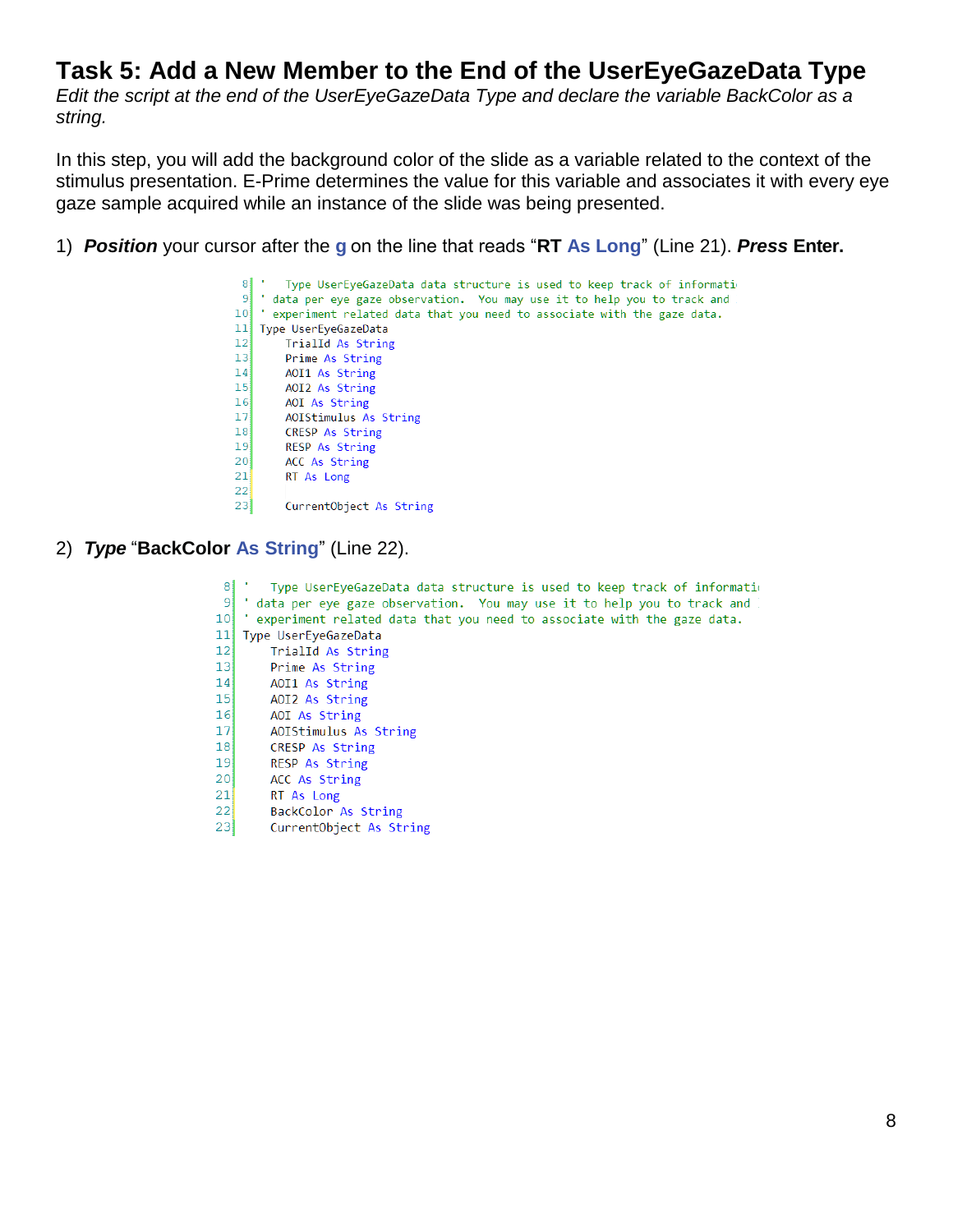# Task 5: Add a New Member to the End of the UserEyeGazeData Type

*Edit the script at the end of the UserEyeGazeData Type and declare the variable BackColor as a string.*

In this step, you will add the background color of the slide as a variable related to the context of the stimulus presentation. E-Prime determines the value for this variable and associates it with every eye gaze sample acquired while an instance of the slide was being presented.

1) ***Position*** your cursor after the **g** on the line that reads "**RT As Long**" (Line 21). ***Press*** **Enter.**

```
8   '   Type UserEyeGazeData data structure is used to keep track of informati
9   ' data per eye gaze observation.  You may use it to help you to track and
10  ' experiment related data that you need to associate with the gaze data.
11  Type UserEyeGazeData
12      TrialId As String
13      Prime As String
14      AOI1 As String
15      AOI2 As String
16      AOI As String
17      AOIStimulus As String
18      CRESP As String
19      RESP As String
20      ACC As String
21      RT As Long
22  
23      CurrentObject As String
```

2) ***Type*** "**BackColor As String**" (Line 22).

```
8   '   Type UserEyeGazeData data structure is used to keep track of informati
9   ' data per eye gaze observation.  You may use it to help you to track and
10  ' experiment related data that you need to associate with the gaze data.
11  Type UserEyeGazeData
12      TrialId As String
13      Prime As String
14      AOI1 As String
15      AOI2 As String
16      AOI As String
17      AOIStimulus As String
18      CRESP As String
19      RESP As String
20      ACC As String
21      RT As Long
22      BackColor As String
23      CurrentObject As String
```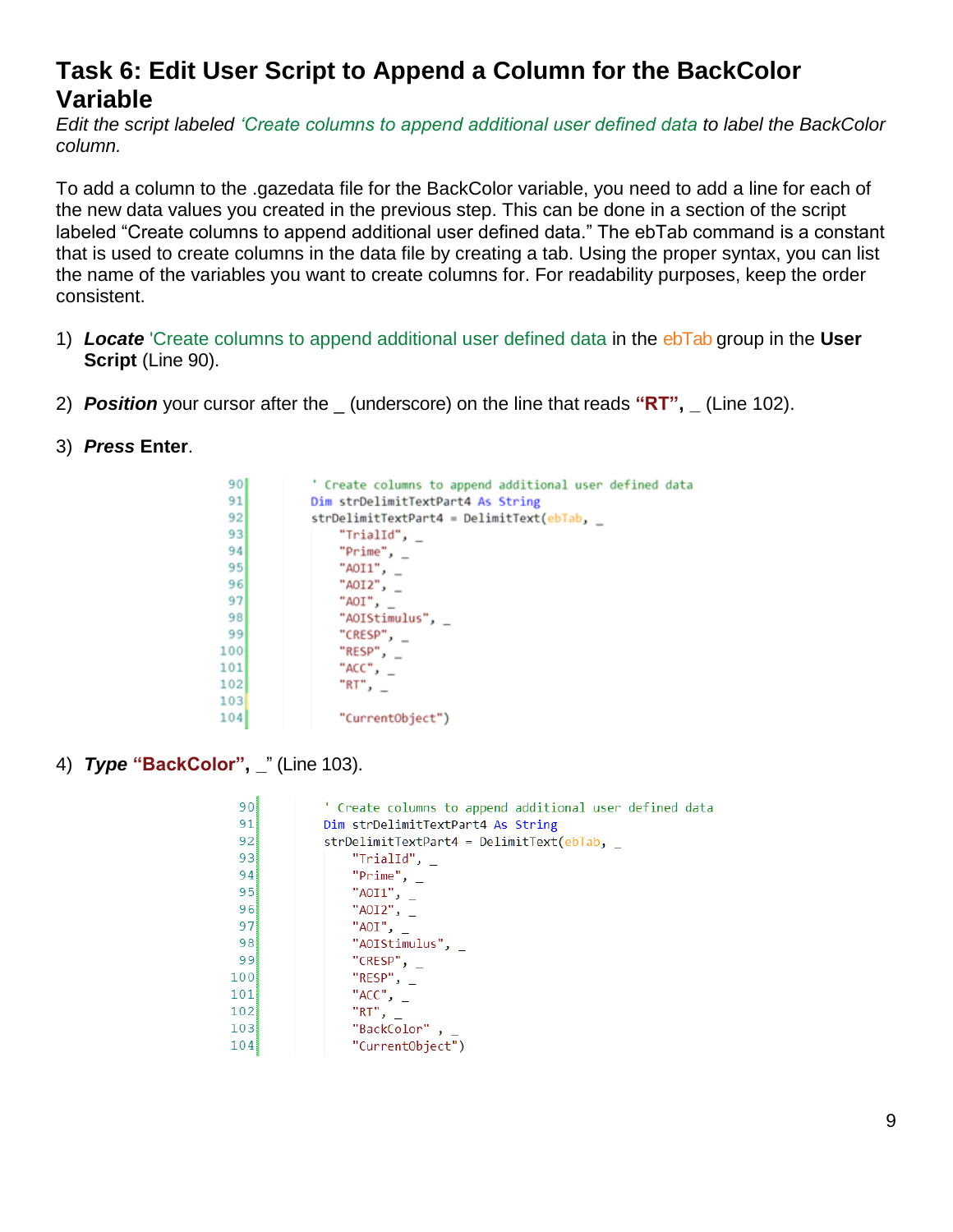# Task 6: Edit User Script to Append a Column for the BackColor Variable

*Edit the script labeled 'Create columns to append additional user defined data to label the BackColor column.*

To add a column to the .gazedata file for the BackColor variable, you need to add a line for each of the new data values you created in the previous step. This can be done in a section of the script labeled "Create columns to append additional user defined data." The ebTab command is a constant that is used to create columns in the data file by creating a tab. Using the proper syntax, you can list the name of the variables you want to create columns for. For readability purposes, keep the order consistent.

1) ***Locate*** 'Create columns to append additional user defined data in the ebTab group in the **User Script** (Line 90).

2) ***Position*** your cursor after the _ (underscore) on the line that reads **"RT", _** (Line 102).

3) ***Press*** **Enter**.

```
90        ' Create columns to append additional user defined data
91        Dim strDelimitTextPart4 As String
92        strDelimitTextPart4 = DelimitText(ebTab, _
93            "TrialId", _
94            "Prime", _
95            "AOI1", _
96            "AOI2", _
97            "AOI", _
98            "AOIStimulus", _
99            "CRESP", _
100           "RESP", _
101           "ACC", _
102           "RT", _
103
104           "CurrentObject")
```

4) ***Type*** **"BackColor", _**" (Line 103).

```
90        ' Create columns to append additional user defined data
91        Dim strDelimitTextPart4 As String
92        strDelimitTextPart4 = DelimitText(ebTab, _
93            "TrialId", _
94            "Prime", _
95            "AOI1", _
96            "AOI2", _
97            "AOI", _
98            "AOIStimulus", _
99            "CRESP", _
100           "RESP", _
101           "ACC", _
102           "RT", _
103           "BackColor" , _
104           "CurrentObject")
```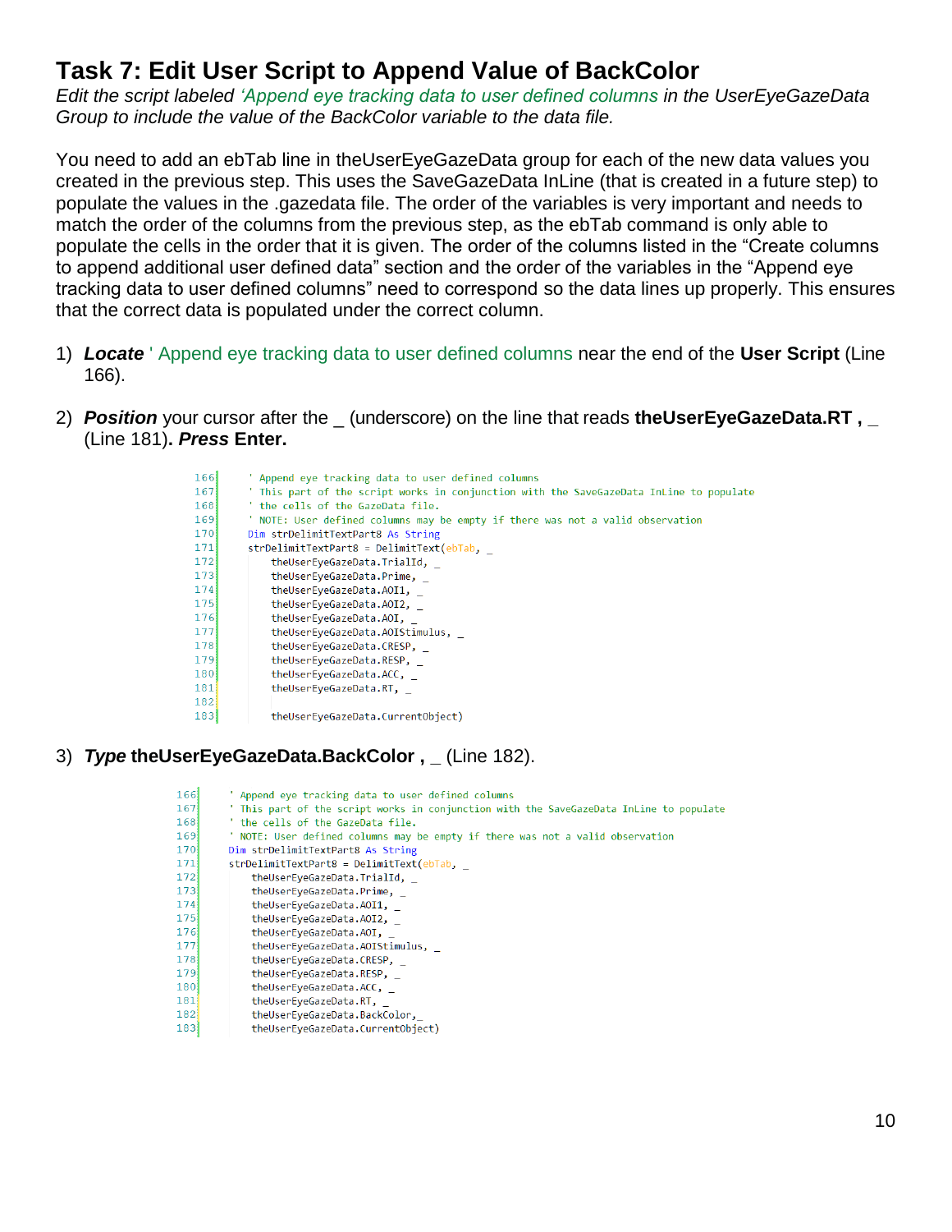# Task 7: Edit User Script to Append Value of BackColor

*Edit the script labeled 'Append eye tracking data to user defined columns in the UserEyeGazeData Group to include the value of the BackColor variable to the data file.*

You need to add an ebTab line in theUserEyeGazeData group for each of the new data values you created in the previous step. This uses the SaveGazeData InLine (that is created in a future step) to populate the values in the .gazedata file. The order of the variables is very important and needs to match the order of the columns from the previous step, as the ebTab command is only able to populate the cells in the order that it is given. The order of the columns listed in the "Create columns to append additional user defined data" section and the order of the variables in the "Append eye tracking data to user defined columns" need to correspond so the data lines up properly. This ensures that the correct data is populated under the correct column.

1) ***Locate*** ' Append eye tracking data to user defined columns near the end of the **User Script** (Line 166).

2) ***Position*** your cursor after the _ (underscore) on the line that reads **theUserEyeGazeData.RT , _** (Line 181)**. *Press* Enter.**

```
166    ' Append eye tracking data to user defined columns
167    ' This part of the script works in conjunction with the SaveGazeData InLine to populate
168    ' the cells of the GazeData file.
169    ' NOTE: User defined columns may be empty if there was not a valid observation
170    Dim strDelimitTextPart8 As String
171    strDelimitTextPart8 = DelimitText(ebTab, _
172        theUserEyeGazeData.TrialId, _
173        theUserEyeGazeData.Prime, _
174        theUserEyeGazeData.AOI1, _
175        theUserEyeGazeData.AOI2, _
176        theUserEyeGazeData.AOI, _
177        theUserEyeGazeData.AOIStimulus, _
178        theUserEyeGazeData.CRESP, _
179        theUserEyeGazeData.RESP, _
180        theUserEyeGazeData.ACC, _
181        theUserEyeGazeData.RT, _
182        
183        theUserEyeGazeData.CurrentObject)
```

3) ***Type* theUserEyeGazeData.BackColor , _** (Line 182).

```
166    ' Append eye tracking data to user defined columns
167    ' This part of the script works in conjunction with the SaveGazeData InLine to populate
168    ' the cells of the GazeData file.
169    ' NOTE: User defined columns may be empty if there was not a valid observation
170    Dim strDelimitTextPart8 As String
171    strDelimitTextPart8 = DelimitText(ebTab, _
172        theUserEyeGazeData.TrialId, _
173        theUserEyeGazeData.Prime, _
174        theUserEyeGazeData.AOI1, _
175        theUserEyeGazeData.AOI2, _
176        theUserEyeGazeData.AOI, _
177        theUserEyeGazeData.AOIStimulus, _
178        theUserEyeGazeData.CRESP, _
179        theUserEyeGazeData.RESP, _
180        theUserEyeGazeData.ACC, _
181        theUserEyeGazeData.RT, _
182        theUserEyeGazeData.BackColor,_
183        theUserEyeGazeData.CurrentObject)
```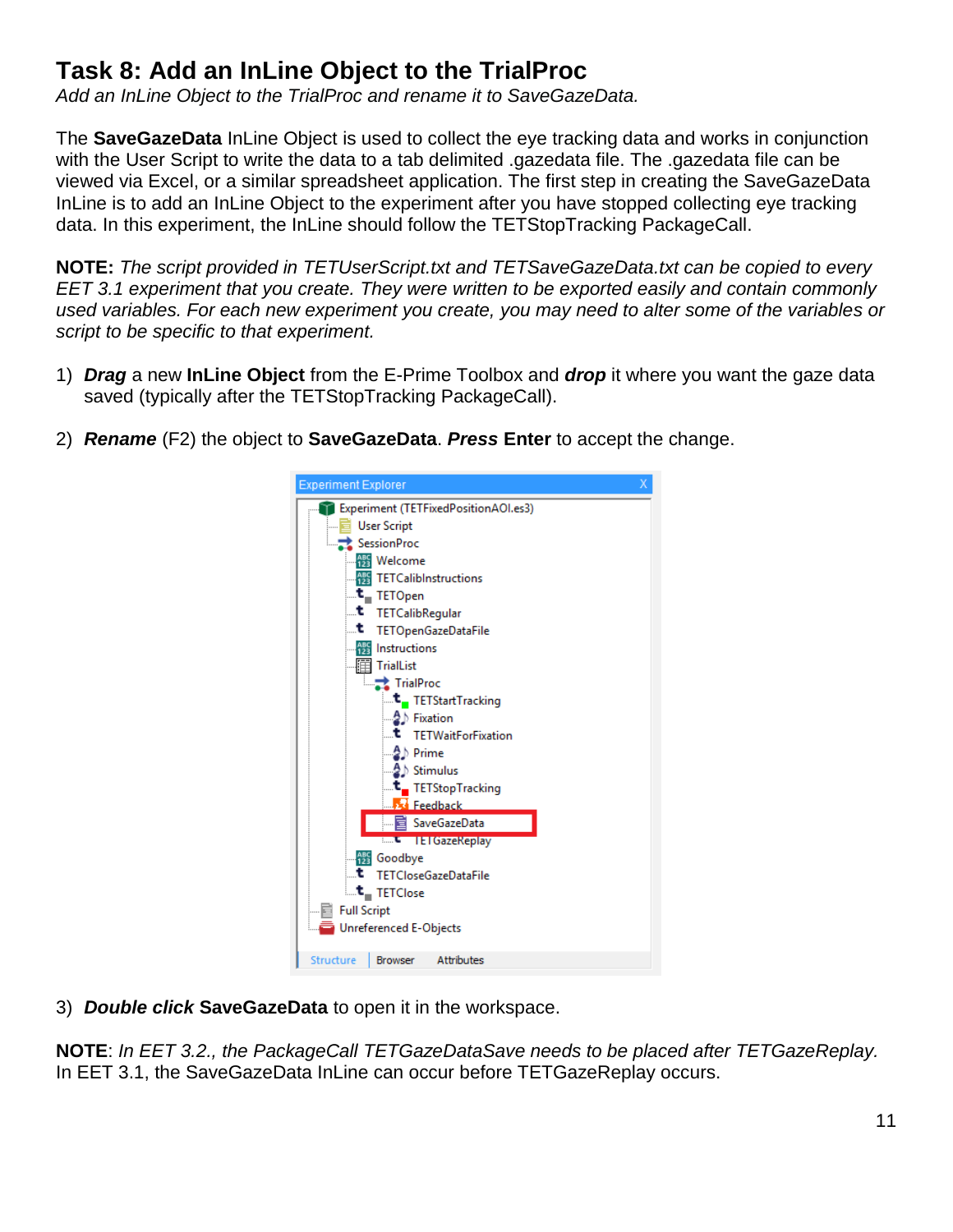# Task 8: Add an InLine Object to the TrialProc

*Add an InLine Object to the TrialProc and rename it to SaveGazeData.*

The **SaveGazeData** InLine Object is used to collect the eye tracking data and works in conjunction with the User Script to write the data to a tab delimited .gazedata file. The .gazedata file can be viewed via Excel, or a similar spreadsheet application. The first step in creating the SaveGazeData InLine is to add an InLine Object to the experiment after you have stopped collecting eye tracking data. In this experiment, the InLine should follow the TETStopTracking PackageCall.

**NOTE:** *The script provided in TETUserScript.txt and TETSaveGazeData.txt can be copied to every EET 3.1 experiment that you create. They were written to be exported easily and contain commonly used variables. For each new experiment you create, you may need to alter some of the variables or script to be specific to that experiment.*

1) ***Drag*** a new **InLine Object** from the E-Prime Toolbox and ***drop*** it where you want the gaze data saved (typically after the TETStopTracking PackageCall).

2) ***Rename*** (F2) the object to **SaveGazeData**. ***Press*** **Enter** to accept the change.

3) ***Double click*** **SaveGazeData** to open it in the workspace.

**NOTE**: *In EET 3.2., the PackageCall TETGazeDataSave needs to be placed after TETGazeReplay.* In EET 3.1, the SaveGazeData InLine can occur before TETGazeReplay occurs.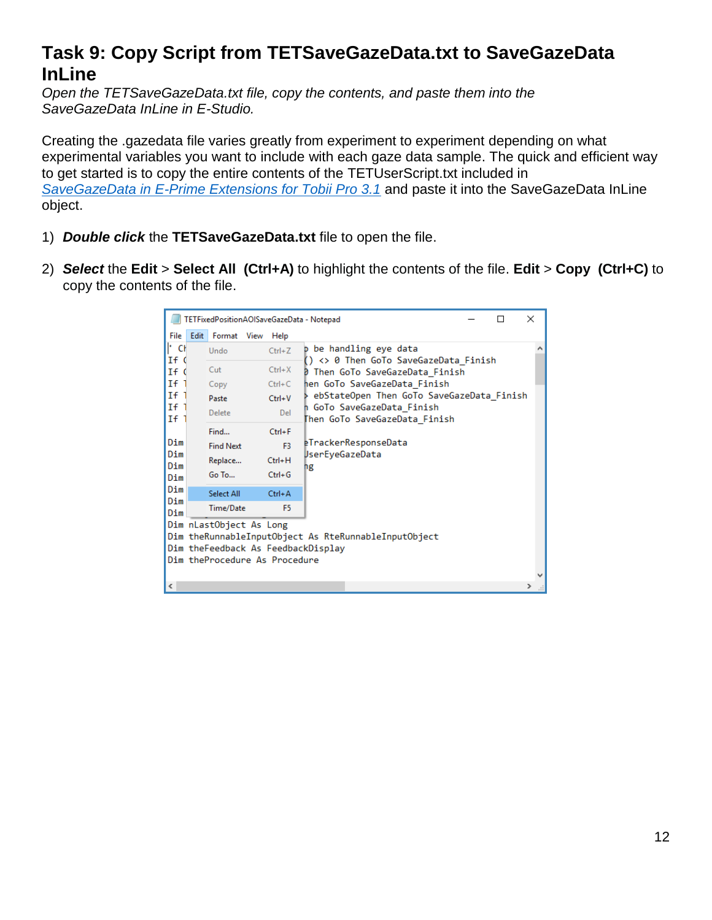# Task 9: Copy Script from TETSaveGazeData.txt to SaveGazeData InLine

*Open the TETSaveGazeData.txt file, copy the contents, and paste them into the SaveGazeData InLine in E-Studio.*

Creating the .gazedata file varies greatly from experiment to experiment depending on what experimental variables you want to include with each gaze data sample. The quick and efficient way to get started is to copy the entire contents of the TETUserScript.txt included in [SaveGazeData in E-Prime Extensions for Tobii Pro 3.1]() and paste it into the SaveGazeData InLine object.

1) ***Double click*** the **TETSaveGazeData.txt** file to open the file.

2) ***Select*** the **Edit** > **Select All (Ctrl+A)** to highlight the contents of the file. **Edit** > **Copy (Ctrl+C)** to copy the contents of the file.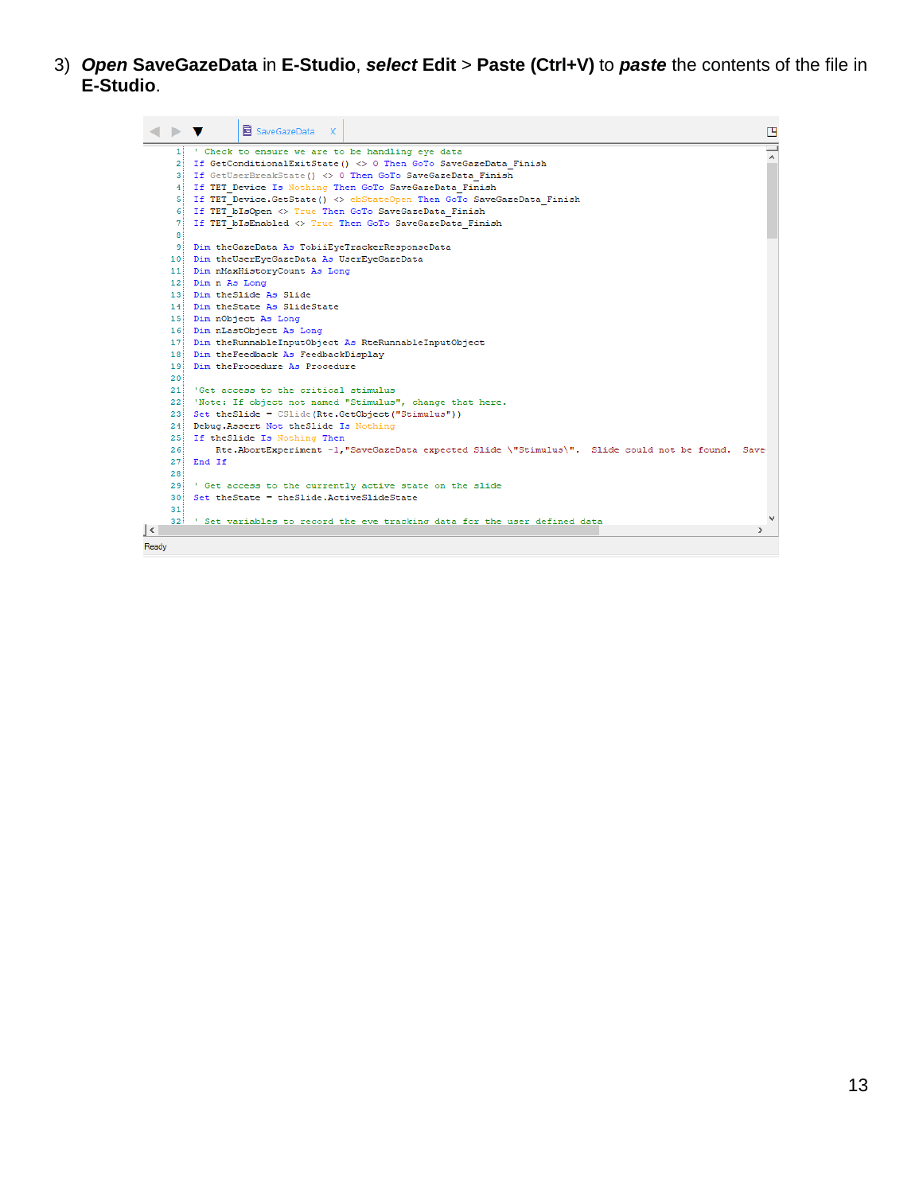3) ***Open*** **SaveGazeData** in **E-Studio**, ***select*** **Edit** > **Paste (Ctrl+V)** to ***paste*** the contents of the file in **E-Studio**.

```
' Check to ensure we are to be handling eye data
If GetConditionalExitState() <> 0 Then GoTo SaveGazeData_Finish
If GetUserBreakState() <> 0 Then GoTo SaveGazeData_Finish
If TET_Device Is Nothing Then GoTo SaveGazeData_Finish
If TET_Device.GetState() <> ebStateOpen Then GoTo SaveGazeData_Finish
If TET_bIsOpen <> True Then GoTo SaveGazeData_Finish
If TET_bIsEnabled <> True Then GoTo SaveGazeData_Finish

Dim theGazeData As TobiiEyeTrackerResponseData
Dim theUserEyeGazeData As UserEyeGazeData
Dim nMaxHistoryCount As Long
Dim n As Long
Dim theSlide As Slide
Dim theState As SlideState
Dim nObject As Long
Dim nLastObject As Long
Dim theRunnableInputObject As RteRunnableInputObject
Dim theFeedback As FeedbackDisplay
Dim theProcedure As Procedure

'Get access to the critical stimulus
'Note: If object not named "Stimulus", change that here.
Set theSlide = CSlide(Rte.GetObject("Stimulus"))
Debug.Assert Not theSlide Is Nothing
If theSlide Is Nothing Then
    Rte.AbortExperiment -1,"SaveGazeData expected Slide \"Stimulus\".  Slide could not be found.  Save
End If

' Get access to the currently active state on the slide
Set theState = theSlide.ActiveSlideState

' Set variables to record the eye tracking data for the user defined data
```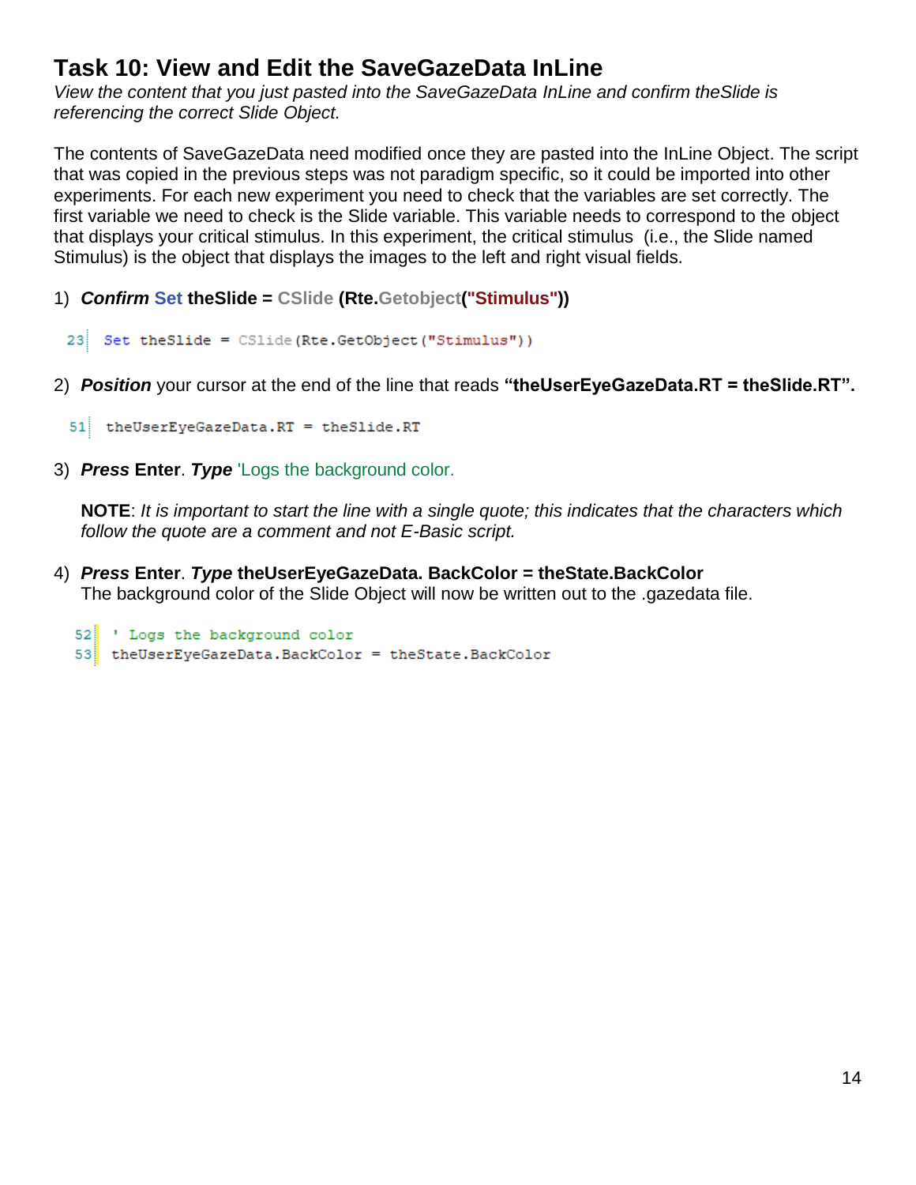## Task 10: View and Edit the SaveGazeData InLine

*View the content that you just pasted into the SaveGazeData InLine and confirm theSlide is referencing the correct Slide Object.*

The contents of SaveGazeData need modified once they are pasted into the InLine Object. The script that was copied in the previous steps was not paradigm specific, so it could be imported into other experiments. For each new experiment you need to check that the variables are set correctly. The first variable we need to check is the Slide variable. This variable needs to correspond to the object that displays your critical stimulus. In this experiment, the critical stimulus (i.e., the Slide named Stimulus) is the object that displays the images to the left and right visual fields.

1) ***Confirm*** **Set theSlide = CSlide (Rte.Getobject("Stimulus"))**

```
23  Set theSlide = CSlide(Rte.GetObject("Stimulus"))
```

2) ***Position*** your cursor at the end of the line that reads **"theUserEyeGazeData.RT = theSlide.RT".**

```
51  theUserEyeGazeData.RT = theSlide.RT
```

3) ***Press*** **Enter**. ***Type*** 'Logs the background color.

   **NOTE**: *It is important to start the line with a single quote; this indicates that the characters which follow the quote are a comment and not E-Basic script.*

4) ***Press*** **Enter**. ***Type*** **theUserEyeGazeData. BackColor = theState.BackColor**
   The background color of the Slide Object will now be written out to the .gazedata file.

```
52  ' Logs the background color
53  theUserEyeGazeData.BackColor = theState.BackColor
```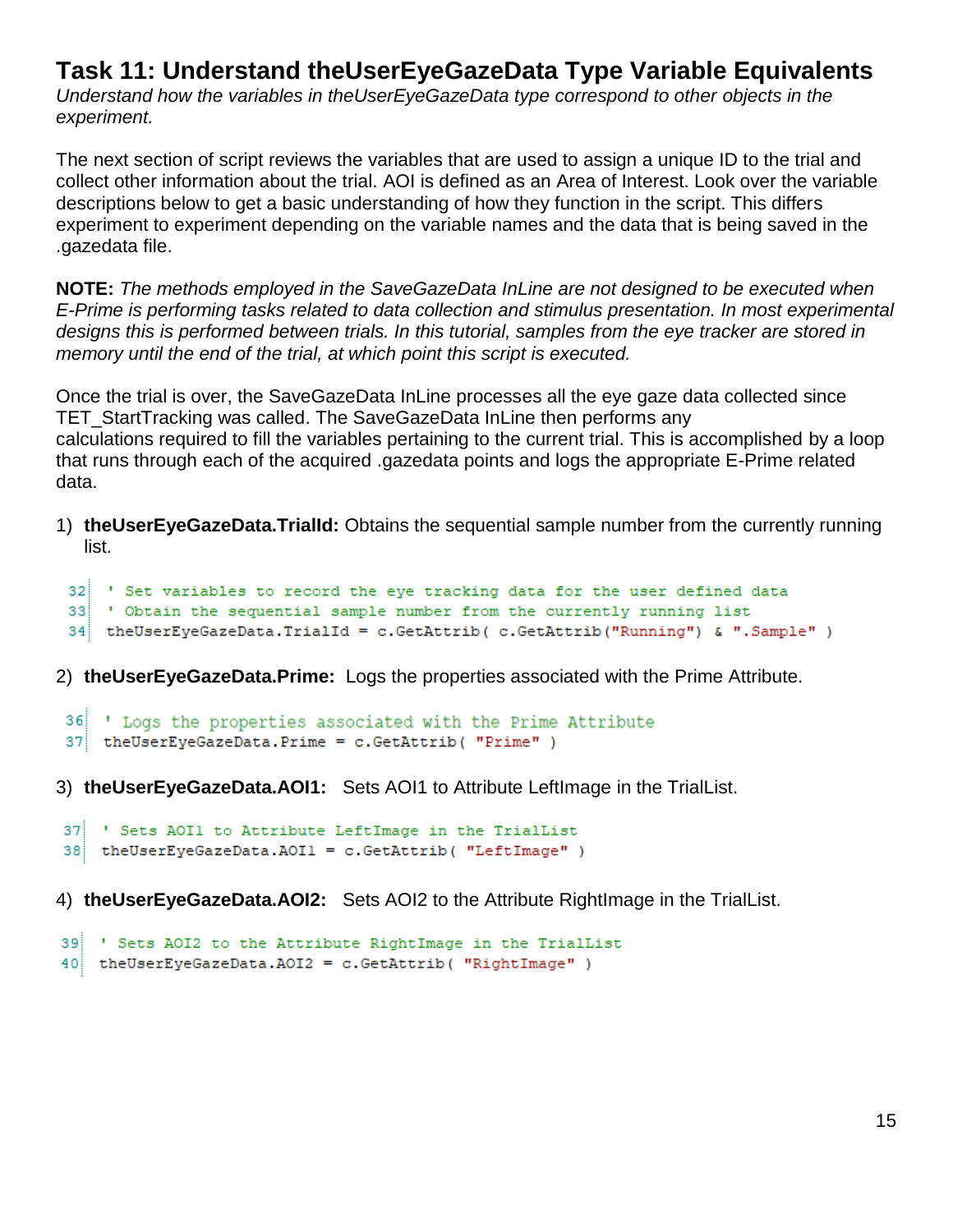## Task 11: Understand theUserEyeGazeData Type Variable Equivalents

*Understand how the variables in theUserEyeGazeData type correspond to other objects in the experiment.*

The next section of script reviews the variables that are used to assign a unique ID to the trial and collect other information about the trial. AOI is defined as an Area of Interest. Look over the variable descriptions below to get a basic understanding of how they function in the script. This differs experiment to experiment depending on the variable names and the data that is being saved in the .gazedata file.

**NOTE:** *The methods employed in the SaveGazeData InLine are not designed to be executed when E-Prime is performing tasks related to data collection and stimulus presentation. In most experimental designs this is performed between trials. In this tutorial, samples from the eye tracker are stored in memory until the end of the trial, at which point this script is executed.*

Once the trial is over, the SaveGazeData InLine processes all the eye gaze data collected since TET_StartTracking was called. The SaveGazeData InLine then performs any calculations required to fill the variables pertaining to the current trial. This is accomplished by a loop that runs through each of the acquired .gazedata points and logs the appropriate E-Prime related data.

1) **theUserEyeGazeData.TrialId:** Obtains the sequential sample number from the currently running list.

```
32  ' Set variables to record the eye tracking data for the user defined data
33  ' Obtain the sequential sample number from the currently running list
34  theUserEyeGazeData.TrialId = c.GetAttrib( c.GetAttrib("Running") & ".Sample" )
```

2) **theUserEyeGazeData.Prime:** Logs the properties associated with the Prime Attribute.

```
36  ' Logs the properties associated with the Prime Attribute
37  theUserEyeGazeData.Prime = c.GetAttrib( "Prime" )
```

3) **theUserEyeGazeData.AOI1:** Sets AOI1 to Attribute LeftImage in the TrialList.

```
37  ' Sets AOI1 to Attribute LeftImage in the TrialList
38  theUserEyeGazeData.AOI1 = c.GetAttrib( "LeftImage" )
```

4) **theUserEyeGazeData.AOI2:** Sets AOI2 to the Attribute RightImage in the TrialList.

```
39  ' Sets AOI2 to the Attribute RightImage in the TrialList
40  theUserEyeGazeData.AOI2 = c.GetAttrib( "RightImage" )
```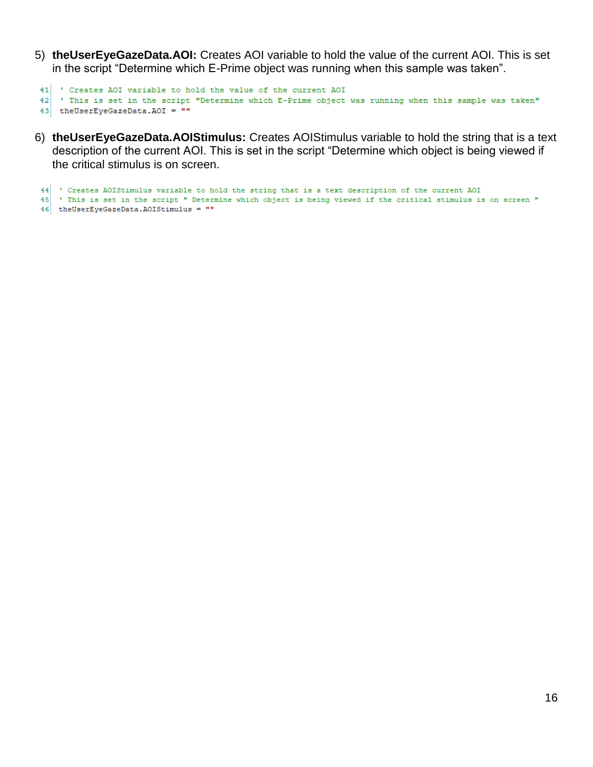5) **theUserEyeGazeData.AOI:** Creates AOI variable to hold the value of the current AOI. This is set in the script “Determine which E-Prime object was running when this sample was taken”.

```
41  ' Creates AOI variable to hold the value of the current AOI
42  ' This is set in the script "Determine which E-Prime object was running when this sample was taken"
43  theUserEyeGazeData.AOI = ""
```

6) **theUserEyeGazeData.AOIStimulus:** Creates AOIStimulus variable to hold the string that is a text description of the current AOI. This is set in the script “Determine which object is being viewed if the critical stimulus is on screen.

```
44  ' Creates AOIStimulus variable to hold the string that is a text description of the current AOI
45  ' This is set in the script " Determine which object is being viewed if the critical stimulus is on screen "
46  theUserEyeGazeData.AOIStimulus = ""
```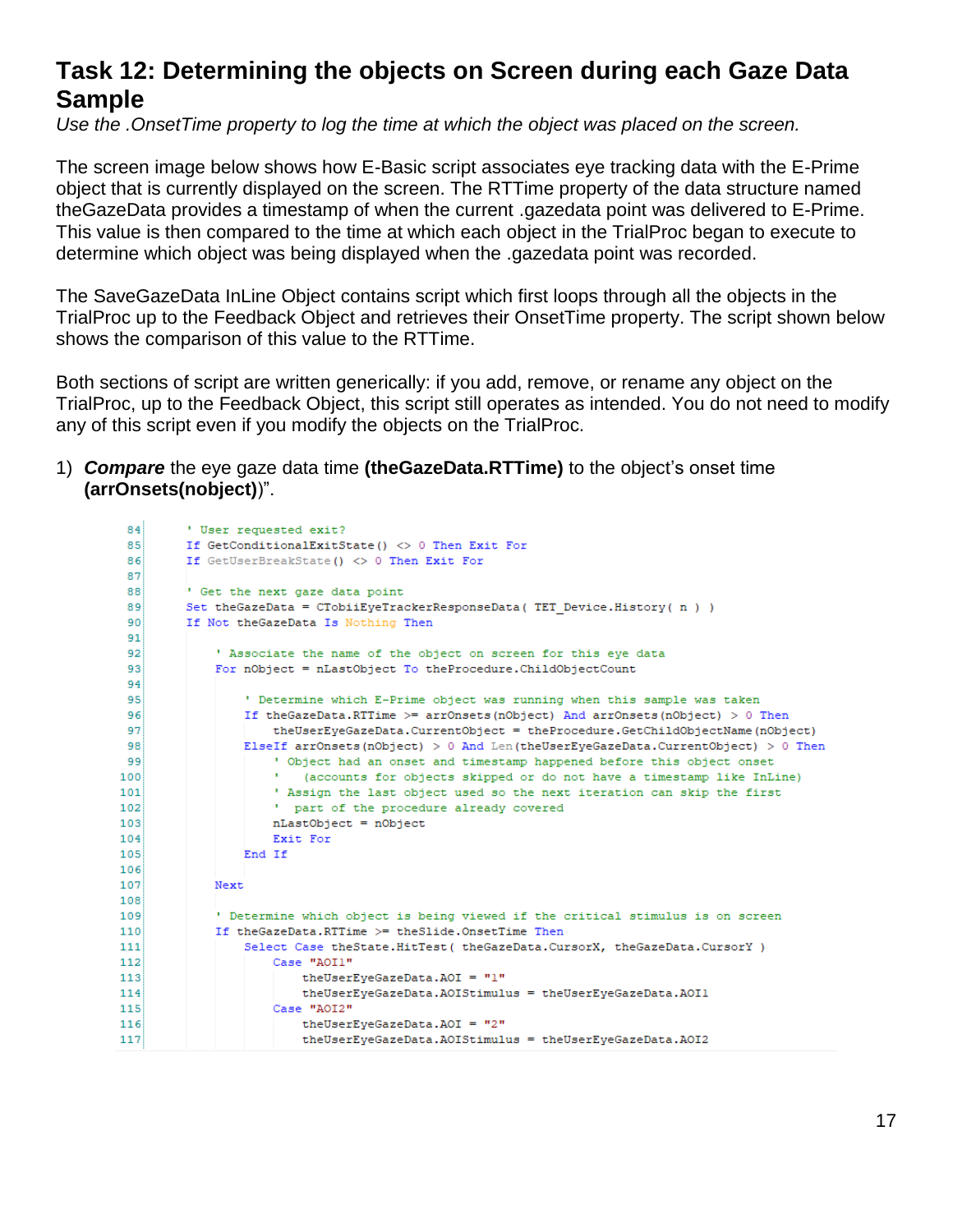## Task 12: Determining the objects on Screen during each Gaze Data Sample

*Use the .OnsetTime property to log the time at which the object was placed on the screen.*

The screen image below shows how E-Basic script associates eye tracking data with the E-Prime object that is currently displayed on the screen. The RTTime property of the data structure named theGazeData provides a timestamp of when the current .gazedata point was delivered to E-Prime. This value is then compared to the time at which each object in the TrialProc began to execute to determine which object was being displayed when the .gazedata point was recorded.

The SaveGazeData InLine Object contains script which first loops through all the objects in the TrialProc up to the Feedback Object and retrieves their OnsetTime property. The script shown below shows the comparison of this value to the RTTime.

Both sections of script are written generically: if you add, remove, or rename any object on the TrialProc, up to the Feedback Object, this script still operates as intended. You do not need to modify any of this script even if you modify the objects on the TrialProc.

1) ***Compare*** the eye gaze data time **(theGazeData.RTTime)** to the object's onset time **(arrOnsets(nobject)**)".

```
84      ' User requested exit?
85      If GetConditionalExitState() <> 0 Then Exit For
86      If GetUserBreakState() <> 0 Then Exit For
87
88      ' Get the next gaze data point
89      Set theGazeData = CTobiiEyeTrackerResponseData( TET_Device.History( n ) )
90      If Not theGazeData Is Nothing Then
91
92          ' Associate the name of the object on screen for this eye data
93          For nObject = nLastObject To theProcedure.ChildObjectCount
94
95              ' Determine which E-Prime object was running when this sample was taken
96              If theGazeData.RTTime >= arrOnsets(nObject) And arrOnsets(nObject) > 0 Then
97                  theUserEyeGazeData.CurrentObject = theProcedure.GetChildObjectName(nObject)
98              ElseIf arrOnsets(nObject) > 0 And Len(theUserEyeGazeData.CurrentObject) > 0 Then
99                  ' Object had an onset and timestamp happened before this object onset
100                 '   (accounts for objects skipped or do not have a timestamp like InLine)
101                 ' Assign the last object used so the next iteration can skip the first
102                 '  part of the procedure already covered
103                 nLastObject = nObject
104                 Exit For
105             End If
106
107         Next
108
109         ' Determine which object is being viewed if the critical stimulus is on screen
110         If theGazeData.RTTime >= theSlide.OnsetTime Then
111             Select Case theState.HitTest( theGazeData.CursorX, theGazeData.CursorY )
112                 Case "AOI1"
113                     theUserEyeGazeData.AOI = "1"
114                     theUserEyeGazeData.AOIStimulus = theUserEyeGazeData.AOI1
115                 Case "AOI2"
116                     theUserEyeGazeData.AOI = "2"
117                     theUserEyeGazeData.AOIStimulus = theUserEyeGazeData.AOI2
```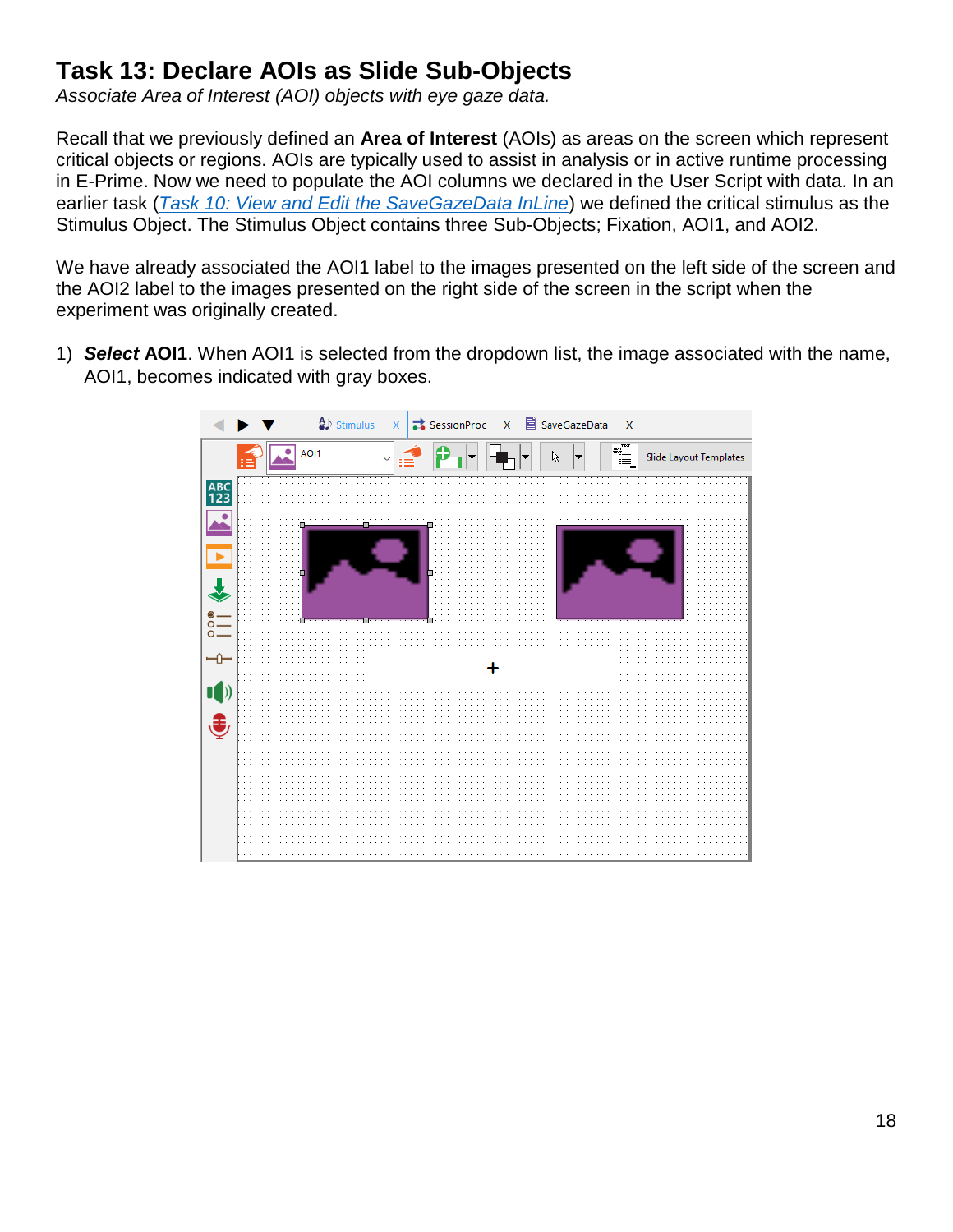## Task 13: Declare AOIs as Slide Sub-Objects

*Associate Area of Interest (AOI) objects with eye gaze data.*

Recall that we previously defined an **Area of Interest** (AOIs) as areas on the screen which represent critical objects or regions. AOIs are typically used to assist in analysis or in active runtime processing in E-Prime. Now we need to populate the AOI columns we declared in the User Script with data. In an earlier task (*Task 10: View and Edit the SaveGazeData InLine*) we defined the critical stimulus as the Stimulus Object. The Stimulus Object contains three Sub-Objects; Fixation, AOI1, and AOI2.

We have already associated the AOI1 label to the images presented on the left side of the screen and the AOI2 label to the images presented on the right side of the screen in the script when the experiment was originally created.

1) ***Select*** **AOI1**. When AOI1 is selected from the dropdown list, the image associated with the name, AOI1, becomes indicated with gray boxes.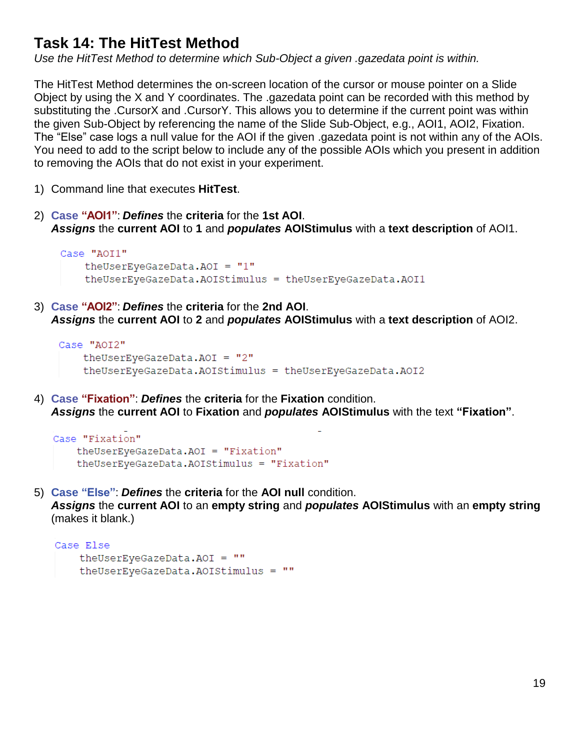## Task 14: The HitTest Method

*Use the HitTest Method to determine which Sub-Object a given .gazedata point is within.*

The HitTest Method determines the on-screen location of the cursor or mouse pointer on a Slide Object by using the X and Y coordinates. The .gazedata point can be recorded with this method by substituting the .CursorX and .CursorY. This allows you to determine if the current point was within the given Sub-Object by referencing the name of the Slide Sub-Object, e.g., AOI1, AOI2, Fixation. The "Else" case logs a null value for the AOI if the given .gazedata point is not within any of the AOIs. You need to add to the script below to include any of the possible AOIs which you present in addition to removing the AOIs that do not exist in your experiment.

1) Command line that executes **HitTest**.

2) **Case "AOI1"**: ***Defines*** the **criteria** for the **1st AOI**.
   ***Assigns*** the **current AOI** to **1** and ***populates*** **AOIStimulus** with a **text description** of AOI1.

```
Case "AOI1"
    theUserEyeGazeData.AOI = "1"
    theUserEyeGazeData.AOIStimulus = theUserEyeGazeData.AOI1
```

3) **Case "AOI2"**: ***Defines*** the **criteria** for the **2nd AOI**.
   ***Assigns*** the **current AOI** to **2** and ***populates*** **AOIStimulus** with a **text description** of AOI2.

```
Case "AOI2"
    theUserEyeGazeData.AOI = "2"
    theUserEyeGazeData.AOIStimulus = theUserEyeGazeData.AOI2
```

4) **Case "Fixation"**: ***Defines*** the **criteria** for the **Fixation** condition.
   ***Assigns*** the **current AOI** to **Fixation** and ***populates*** **AOIStimulus** with the text **"Fixation"**.

```
Case "Fixation"
    theUserEyeGazeData.AOI = "Fixation"
    theUserEyeGazeData.AOIStimulus = "Fixation"
```

5) **Case "Else"**: ***Defines*** the **criteria** for the **AOI null** condition.
   ***Assigns*** the **current AOI** to an **empty string** and ***populates*** **AOIStimulus** with an **empty string** (makes it blank.)

```
Case Else
    theUserEyeGazeData.AOI = ""
    theUserEyeGazeData.AOIStimulus = ""
```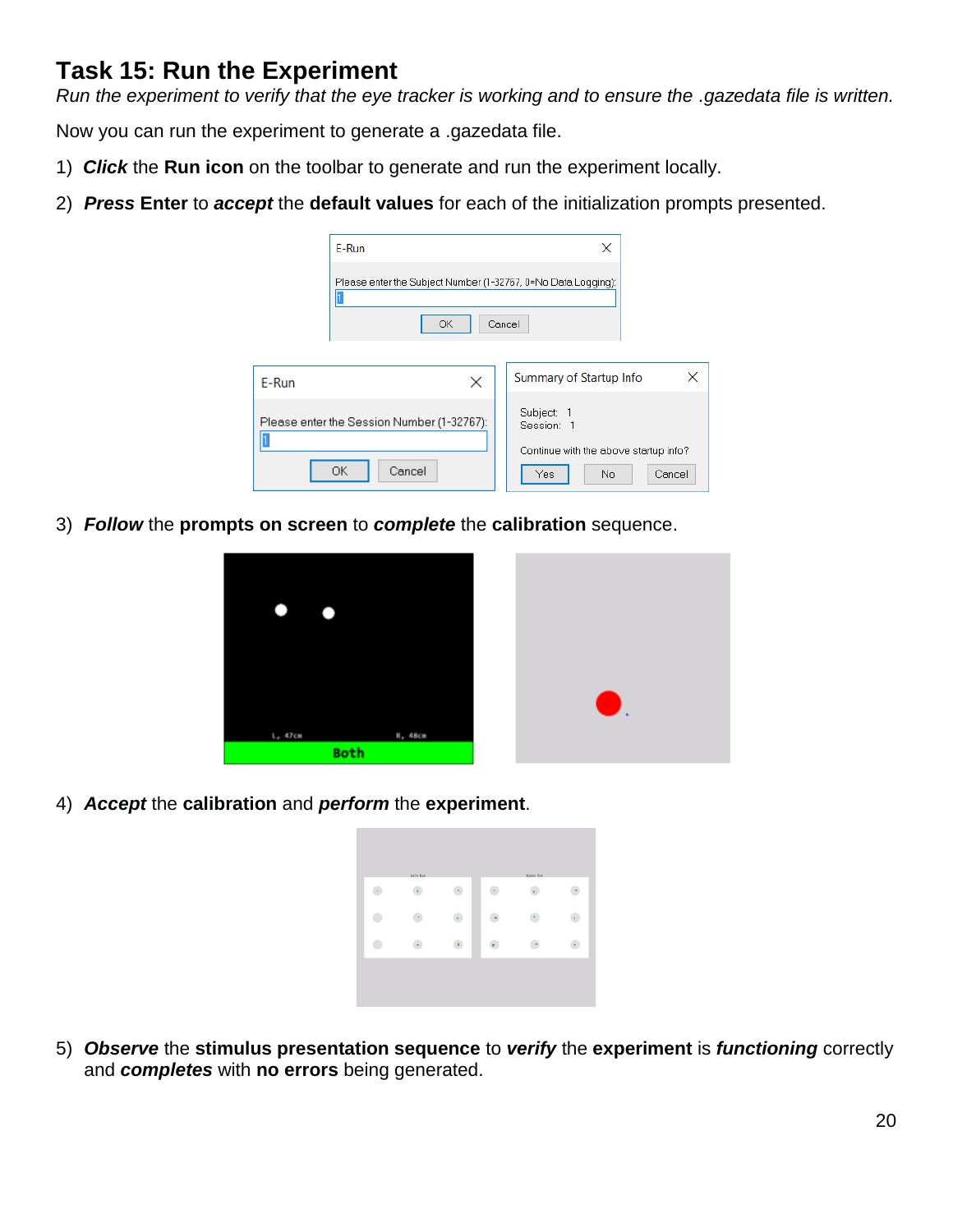## Task 15: Run the Experiment

*Run the experiment to verify that the eye tracker is working and to ensure the .gazedata file is written.*

Now you can run the experiment to generate a .gazedata file.

1) ***Click*** the **Run icon** on the toolbar to generate and run the experiment locally.
2) ***Press*** **Enter** to ***accept*** the **default values** for each of the initialization prompts presented.
3) ***Follow*** the **prompts on screen** to ***complete*** the **calibration** sequence.
4) ***Accept*** the **calibration** and ***perform*** the **experiment**.
5) ***Observe*** the **stimulus presentation sequence** to ***verify*** the **experiment** is ***functioning*** correctly and ***completes*** with **no errors** being generated.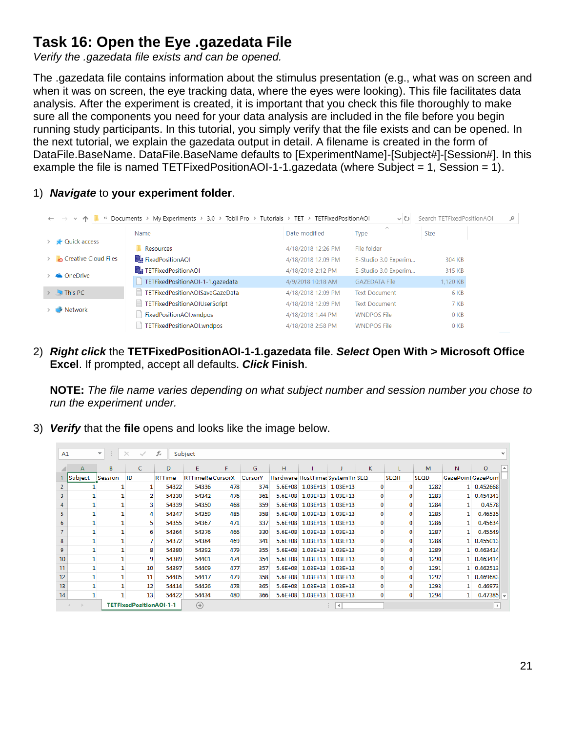# Task 16: Open the Eye .gazedata File

*Verify the .gazedata file exists and can be opened.*

The .gazedata file contains information about the stimulus presentation (e.g., what was on screen and when it was on screen, the eye tracking data, where the eyes were looking). This file facilitates data analysis. After the experiment is created, it is important that you check this file thoroughly to make sure all the components you need for your data analysis are included in the file before you begin running study participants. In this tutorial, you simply verify that the file exists and can be opened. In the next tutorial, we explain the gazedata output in detail. A filename is created in the form of DataFile.BaseName. DataFile.BaseName defaults to [ExperimentName]-[Subject#]-[Session#]. In this example the file is named TETFixedPositionAOI-1-1.gazedata (where Subject = 1, Session = 1).

1) ***Navigate*** to **your experiment folder**.

| Name | Date modified | Type | Size |
|---|---|---|---|
| Resources | 4/18/2018 12:26 PM | File folder | |
| FixedPositionAOI | 4/18/2018 12:09 PM | E-Studio 3.0 Experim... | 304 KB |
| TETFixedPositionAOI | 4/18/2018 2:12 PM | E-Studio 3.0 Experim... | 315 KB |
| TETFixedPositionAOI-1-1.gazedata | 4/9/2018 10:18 AM | GAZEDATA File | 1,120 KB |
| TETFixedPositionAOISaveGazeData | 4/18/2018 12:09 PM | Text Document | 6 KB |
| TETFixedPositionAOIUserScript | 4/18/2018 12:09 PM | Text Document | 7 KB |
| FixedPositionAOI.wndpos | 4/18/2018 1:44 PM | WNDPOS File | 0 KB |
| TETFixedPositionAOI.wndpos | 4/18/2018 2:58 PM | WNDPOS File | 0 KB |

2) ***Right click*** the **TETFixedPositionAOI-1-1.gazedata file**. ***Select*** **Open With > Microsoft Office Excel**. If prompted, accept all defaults. ***Click*** **Finish**.

   **NOTE:** *The file name varies depending on what subject number and session number you chose to run the experiment under.*

3) ***Verify*** that the **file** opens and looks like the image below.

| Subject | Session | ID | RTTime | RTTimeRe | CursorX | CursorY | Hardware | HostTime | SystemTir | SEQ | SEQH | SEQD | GazePoint | GazePoint |
|---|---|---|---|---|---|---|---|---|---|---|---|---|---|---|
| 1 | 1 | 1 | 54322 | 54336 | 478 | 374 | 5.6E+08 | 1.03E+13 | 1.03E+13 | 0 | 0 | 1282 | 1 | 0.452668 |
| 1 | 1 | 2 | 54330 | 54342 | 476 | 361 | 5.6E+08 | 1.03E+13 | 1.03E+13 | 0 | 0 | 1283 | 1 | 0.454343 |
| 1 | 1 | 3 | 54339 | 54350 | 468 | 359 | 5.6E+08 | 1.03E+13 | 1.03E+13 | 0 | 0 | 1284 | 1 | 0.4578 |
| 1 | 1 | 4 | 54347 | 54359 | 485 | 358 | 5.6E+08 | 1.03E+13 | 1.03E+13 | 0 | 0 | 1285 | 1 | 0.46535 |
| 1 | 1 | 5 | 54355 | 54367 | 471 | 337 | 5.6E+08 | 1.03E+13 | 1.03E+13 | 0 | 0 | 1286 | 1 | 0.45634 |
| 1 | 1 | 6 | 54364 | 54376 | 466 | 330 | 5.6E+08 | 1.03E+13 | 1.03E+13 | 0 | 0 | 1287 | 1 | 0.45549 |
| 1 | 1 | 7 | 54372 | 54384 | 469 | 341 | 5.6E+08 | 1.03E+13 | 1.03E+13 | 0 | 0 | 1288 | 1 | 0.455013 |
| 1 | 1 | 8 | 54380 | 54392 | 479 | 355 | 5.6E+08 | 1.03E+13 | 1.03E+13 | 0 | 0 | 1289 | 1 | 0.463414 |
| 1 | 1 | 9 | 54389 | 54401 | 474 | 354 | 5.6E+08 | 1.03E+13 | 1.03E+13 | 0 | 0 | 1290 | 1 | 0.463414 |
| 1 | 1 | 10 | 54397 | 54409 | 477 | 357 | 5.6E+08 | 1.03E+13 | 1.03E+13 | 0 | 0 | 1291 | 1 | 0.462513 |
| 1 | 1 | 11 | 54405 | 54417 | 479 | 358 | 5.6E+08 | 1.03E+13 | 1.03E+13 | 0 | 0 | 1292 | 1 | 0.469683 |
| 1 | 1 | 12 | 54414 | 54426 | 478 | 365 | 5.6E+08 | 1.03E+13 | 1.03E+13 | 0 | 0 | 1293 | 1 | 0.46973 |
| 1 | 1 | 13 | 54422 | 54434 | 480 | 366 | 5.6E+08 | 1.03E+13 | 1.03E+13 | 0 | 0 | 1294 | 1 | 0.47385 |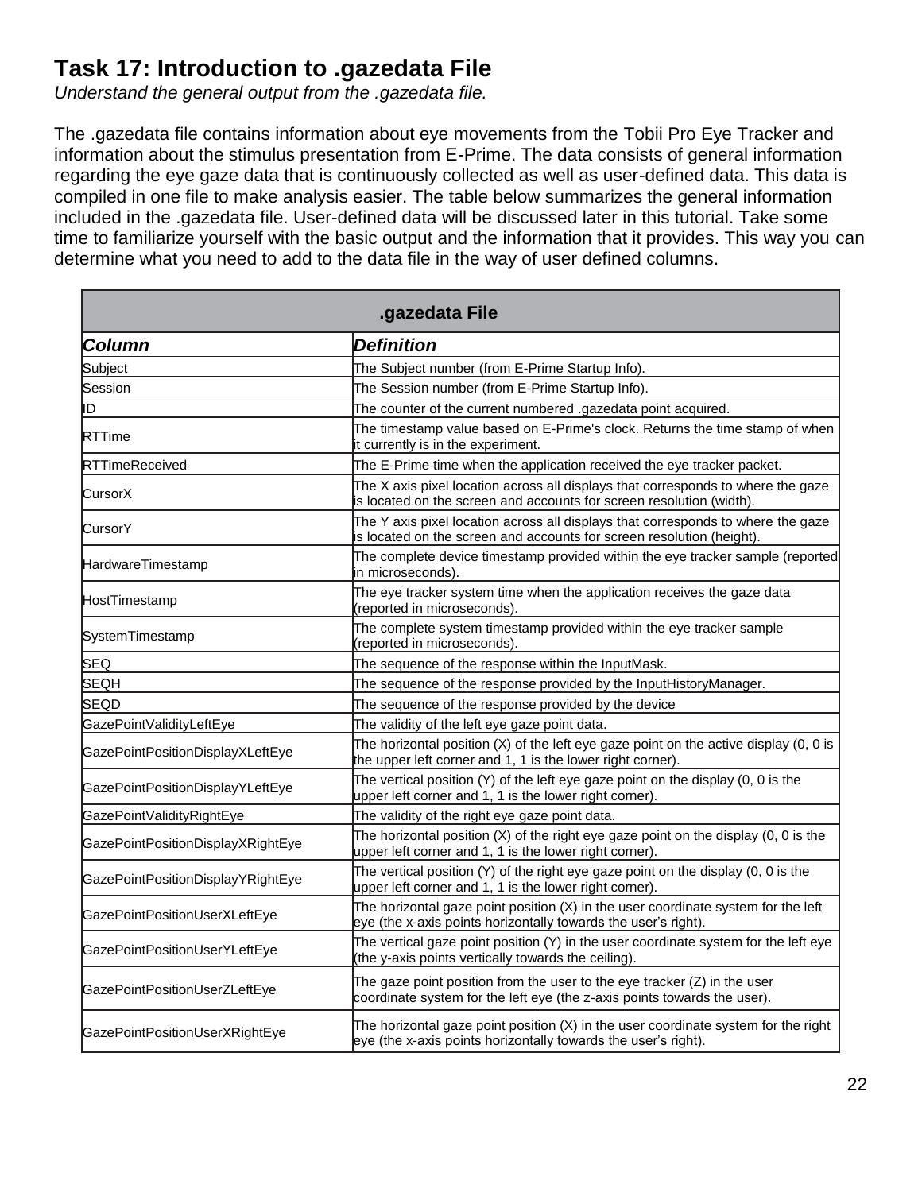# Task 17: Introduction to .gazedata File

*Understand the general output from the .gazedata file.*

The .gazedata file contains information about eye movements from the Tobii Pro Eye Tracker and information about the stimulus presentation from E-Prime. The data consists of general information regarding the eye gaze data that is continuously collected as well as user-defined data. This data is compiled in one file to make analysis easier. The table below summarizes the general information included in the .gazedata file. User-defined data will be discussed later in this tutorial. Take some time to familiarize yourself with the basic output and the information that it provides. This way you can determine what you need to add to the data file in the way of user defined columns.

| .gazedata File | |
|---|---|
| ***Column*** | ***Definition*** |
| Subject | The Subject number (from E-Prime Startup Info). |
| Session | The Session number (from E-Prime Startup Info). |
| ID | The counter of the current numbered .gazedata point acquired. |
| RTTime | The timestamp value based on E-Prime's clock. Returns the time stamp of when it currently is in the experiment. |
| RTTimeReceived | The E-Prime time when the application received the eye tracker packet. |
| CursorX | The X axis pixel location across all displays that corresponds to where the gaze is located on the screen and accounts for screen resolution (width). |
| CursorY | The Y axis pixel location across all displays that corresponds to where the gaze is located on the screen and accounts for screen resolution (height). |
| HardwareTimestamp | The complete device timestamp provided within the eye tracker sample (reported in microseconds). |
| HostTimestamp | The eye tracker system time when the application receives the gaze data (reported in microseconds). |
| SystemTimestamp | The complete system timestamp provided within the eye tracker sample (reported in microseconds). |
| SEQ | The sequence of the response within the InputMask. |
| SEQH | The sequence of the response provided by the InputHistoryManager. |
| SEQD | The sequence of the response provided by the device |
| GazePointValidityLeftEye | The validity of the left eye gaze point data. |
| GazePointPositionDisplayXLeftEye | The horizontal position (X) of the left eye gaze point on the active display (0, 0 is the upper left corner and 1, 1 is the lower right corner). |
| GazePointPositionDisplayYLeftEye | The vertical position (Y) of the left eye gaze point on the display (0, 0 is the upper left corner and 1, 1 is the lower right corner). |
| GazePointValidityRightEye | The validity of the right eye gaze point data. |
| GazePointPositionDisplayXRightEye | The horizontal position (X) of the right eye gaze point on the display (0, 0 is the upper left corner and 1, 1 is the lower right corner). |
| GazePointPositionDisplayYRightEye | The vertical position (Y) of the right eye gaze point on the display (0, 0 is the upper left corner and 1, 1 is the lower right corner). |
| GazePointPositionUserXLeftEye | The horizontal gaze point position (X) in the user coordinate system for the left eye (the x-axis points horizontally towards the user's right). |
| GazePointPositionUserYLeftEye | The vertical gaze point position (Y) in the user coordinate system for the left eye (the y-axis points vertically towards the ceiling). |
| GazePointPositionUserZLeftEye | The gaze point position from the user to the eye tracker (Z) in the user coordinate system for the left eye (the z-axis points towards the user). |
| GazePointPositionUserXRightEye | The horizontal gaze point position (X) in the user coordinate system for the right eye (the x-axis points horizontally towards the user's right). |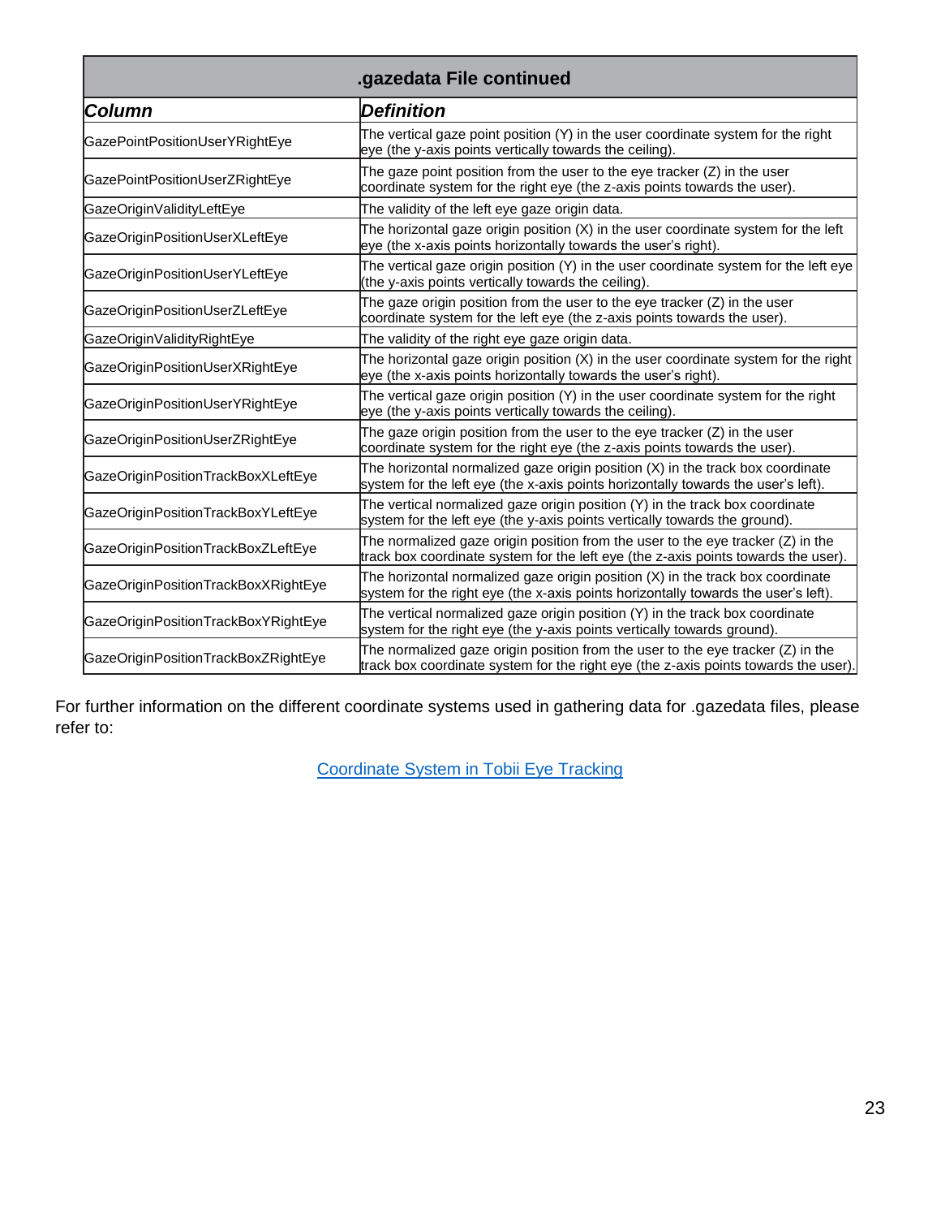| .gazedata File continued | |
|---|---|
| ***Column*** | ***Definition*** |
| GazePointPositionUserYRightEye | The vertical gaze point position (Y) in the user coordinate system for the right eye (the y-axis points vertically towards the ceiling). |
| GazePointPositionUserZRightEye | The gaze point position from the user to the eye tracker (Z) in the user coordinate system for the right eye (the z-axis points towards the user). |
| GazeOriginValidityLeftEye | The validity of the left eye gaze origin data. |
| GazeOriginPositionUserXLeftEye | The horizontal gaze origin position (X) in the user coordinate system for the left eye (the x-axis points horizontally towards the user's right). |
| GazeOriginPositionUserYLeftEye | The vertical gaze origin position (Y) in the user coordinate system for the left eye (the y-axis points vertically towards the ceiling). |
| GazeOriginPositionUserZLeftEye | The gaze origin position from the user to the eye tracker (Z) in the user coordinate system for the left eye (the z-axis points towards the user). |
| GazeOriginValidityRightEye | The validity of the right eye gaze origin data. |
| GazeOriginPositionUserXRightEye | The horizontal gaze origin position (X) in the user coordinate system for the right eye (the x-axis points horizontally towards the user's right). |
| GazeOriginPositionUserYRightEye | The vertical gaze origin position (Y) in the user coordinate system for the right eye (the y-axis points vertically towards the ceiling). |
| GazeOriginPositionUserZRightEye | The gaze origin position from the user to the eye tracker (Z) in the user coordinate system for the right eye (the z-axis points towards the user). |
| GazeOriginPositionTrackBoxXLeftEye | The horizontal normalized gaze origin position (X) in the track box coordinate system for the left eye (the x-axis points horizontally towards the user's left). |
| GazeOriginPositionTrackBoxYLeftEye | The vertical normalized gaze origin position (Y) in the track box coordinate system for the left eye (the y-axis points vertically towards the ground). |
| GazeOriginPositionTrackBoxZLeftEye | The normalized gaze origin position from the user to the eye tracker (Z) in the track box coordinate system for the left eye (the z-axis points towards the user). |
| GazeOriginPositionTrackBoxXRightEye | The horizontal normalized gaze origin position (X) in the track box coordinate system for the right eye (the x-axis points horizontally towards the user's left). |
| GazeOriginPositionTrackBoxYRightEye | The vertical normalized gaze origin position (Y) in the track box coordinate system for the right eye (the y-axis points vertically towards ground). |
| GazeOriginPositionTrackBoxZRightEye | The normalized gaze origin position from the user to the eye tracker (Z) in the track box coordinate system for the right eye (the z-axis points towards the user). |

For further information on the different coordinate systems used in gathering data for .gazedata files, please refer to:

[Coordinate System in Tobii Eye Tracking]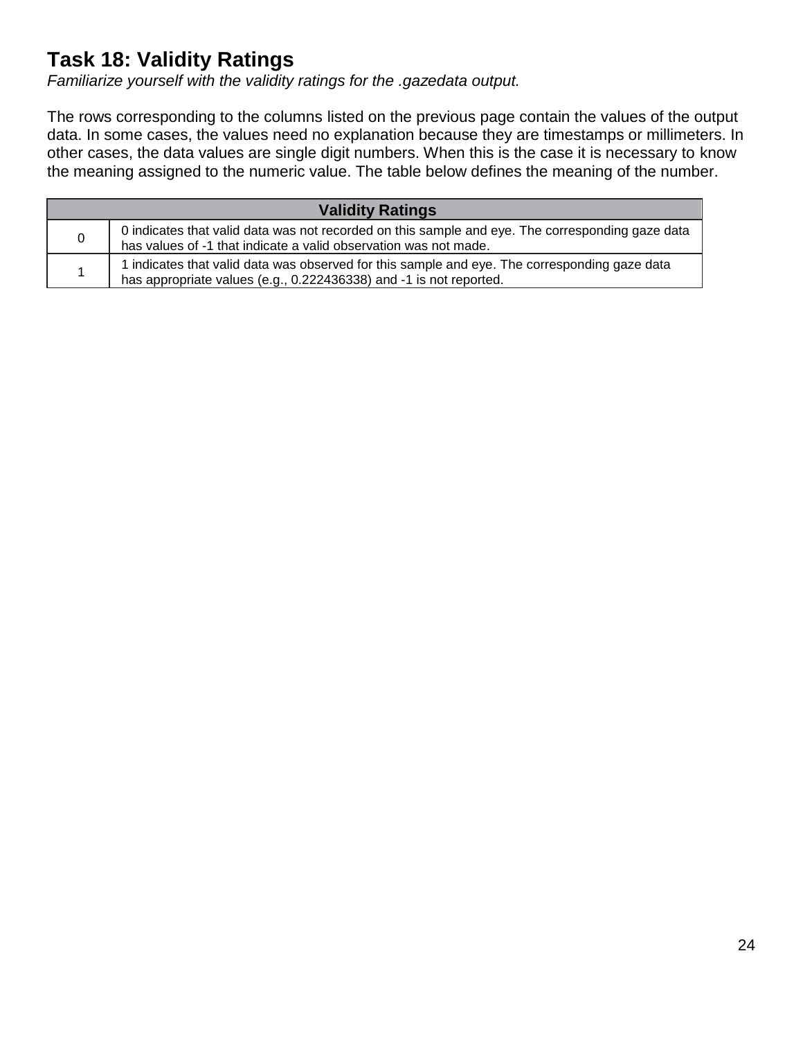# Task 18: Validity Ratings

*Familiarize yourself with the validity ratings for the .gazedata output.*

The rows corresponding to the columns listed on the previous page contain the values of the output data. In some cases, the values need no explanation because they are timestamps or millimeters. In other cases, the data values are single digit numbers. When this is the case it is necessary to know the meaning assigned to the numeric value. The table below defines the meaning of the number.

| Validity Ratings | |
|---|---|
| 0 | 0 indicates that valid data was not recorded on this sample and eye. The corresponding gaze data has values of -1 that indicate a valid observation was not made. |
| 1 | 1 indicates that valid data was observed for this sample and eye. The corresponding gaze data has appropriate values (e.g., 0.222436338) and -1 is not reported. |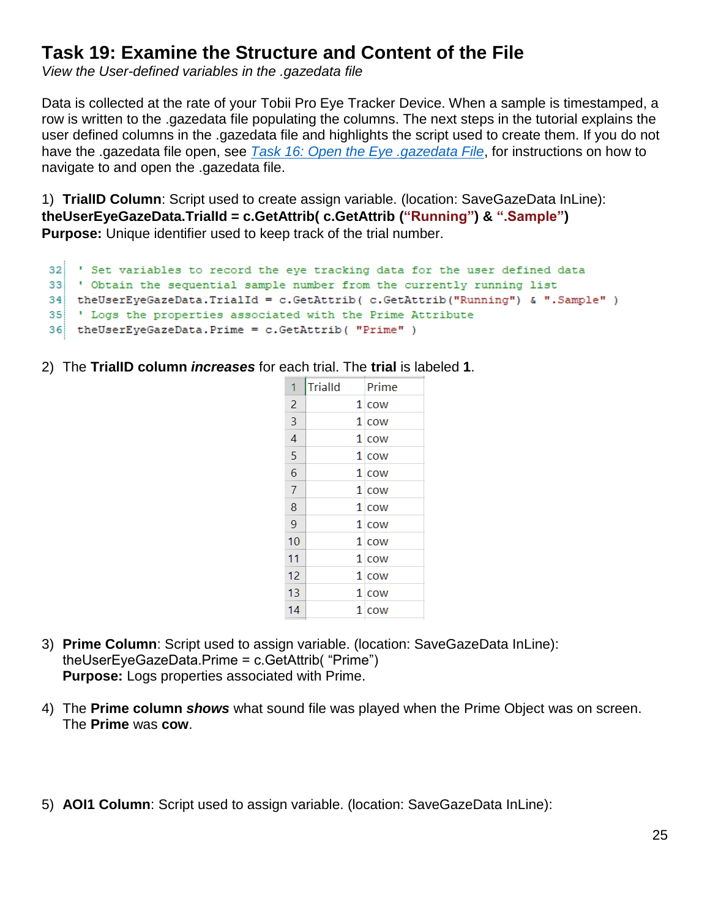# Task 19: Examine the Structure and Content of the File

*View the User-defined variables in the .gazedata file*

Data is collected at the rate of your Tobii Pro Eye Tracker Device. When a sample is timestamped, a row is written to the .gazedata file populating the columns. The next steps in the tutorial explains the user defined columns in the .gazedata file and highlights the script used to create them. If you do not have the .gazedata file open, see *Task 16: Open the Eye .gazedata File*, for instructions on how to navigate to and open the .gazedata file.

1) **TrialID Column**: Script used to create assign variable. (location: SaveGazeData InLine):
**theUserEyeGazeData.TrialId = c.GetAttrib( c.GetAttrib ("Running") & ".Sample")**
**Purpose:** Unique identifier used to keep track of the trial number.

```
32  ' Set variables to record the eye tracking data for the user defined data
33  ' Obtain the sequential sample number from the currently running list
34  theUserEyeGazeData.TrialId = c.GetAttrib( c.GetAttrib("Running") & ".Sample" )
35  ' Logs the properties associated with the Prime Attribute
36  theUserEyeGazeData.Prime = c.GetAttrib( "Prime" )
```

2) The **TrialID column *increases*** for each trial. The **trial** is labeled **1**.

| 1 | TrialId | Prime |
|---|---|---|
| 2 | 1 | cow |
| 3 | 1 | cow |
| 4 | 1 | cow |
| 5 | 1 | cow |
| 6 | 1 | cow |
| 7 | 1 | cow |
| 8 | 1 | cow |
| 9 | 1 | cow |
| 10 | 1 | cow |
| 11 | 1 | cow |
| 12 | 1 | cow |
| 13 | 1 | cow |
| 14 | 1 | cow |

3) **Prime Column**: Script used to assign variable. (location: SaveGazeData InLine):
theUserEyeGazeData.Prime = c.GetAttrib( "Prime")
**Purpose:** Logs properties associated with Prime.

4) The **Prime column *shows*** what sound file was played when the Prime Object was on screen. The **Prime** was **cow**.

5) **AOI1 Column**: Script used to assign variable. (location: SaveGazeData InLine):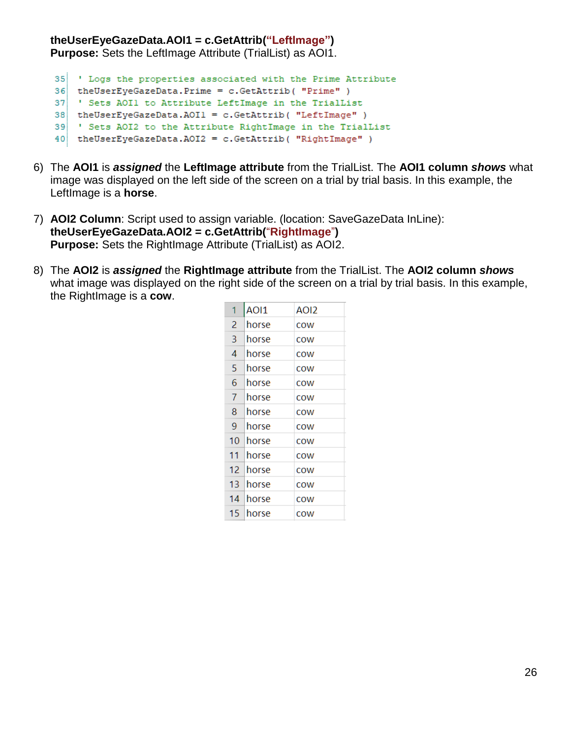**theUserEyeGazeData.AOI1 = c.GetAttrib("LeftImage")**
**Purpose:** Sets the LeftImage Attribute (TrialList) as AOI1.

```
35  ' Logs the properties associated with the Prime Attribute
36  theUserEyeGazeData.Prime = c.GetAttrib( "Prime" )
37  ' Sets AOI1 to Attribute LeftImage in the TrialList
38  theUserEyeGazeData.AOI1 = c.GetAttrib( "LeftImage" )
39  ' Sets AOI2 to the Attribute RightImage in the TrialList
40  theUserEyeGazeData.AOI2 = c.GetAttrib( "RightImage" )
```

6) The **AOI1** is ***assigned*** the **LeftImage attribute** from the TrialList. The **AOI1 column *shows*** what image was displayed on the left side of the screen on a trial by trial basis. In this example, the LeftImage is a **horse**.

7) **AOI2 Column**: Script used to assign variable. (location: SaveGazeData InLine):
   **theUserEyeGazeData.AOI2 = c.GetAttrib("RightImage")**
   **Purpose:** Sets the RightImage Attribute (TrialList) as AOI2.

8) The **AOI2** is ***assigned*** the **RightImage attribute** from the TrialList. The **AOI2 column *shows*** what image was displayed on the right side of the screen on a trial by trial basis. In this example, the RightImage is a **cow**.

| 1 | AOI1 | AOI2 |
|---|---|---|
| 2 | horse | cow |
| 3 | horse | cow |
| 4 | horse | cow |
| 5 | horse | cow |
| 6 | horse | cow |
| 7 | horse | cow |
| 8 | horse | cow |
| 9 | horse | cow |
| 10 | horse | cow |
| 11 | horse | cow |
| 12 | horse | cow |
| 13 | horse | cow |
| 14 | horse | cow |
| 15 | horse | cow |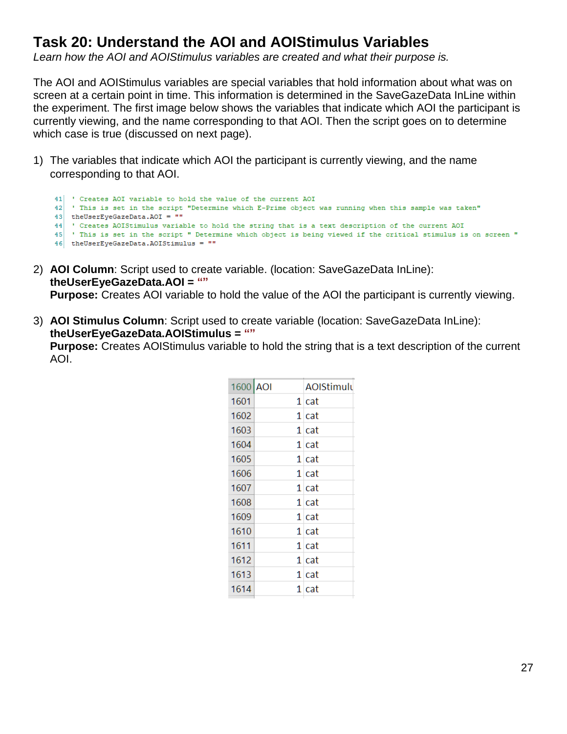# Task 20: Understand the AOI and AOIStimulus Variables

*Learn how the AOI and AOIStimulus variables are created and what their purpose is.*

The AOI and AOIStimulus variables are special variables that hold information about what was on screen at a certain point in time. This information is determined in the SaveGazeData InLine within the experiment. The first image below shows the variables that indicate which AOI the participant is currently viewing, and the name corresponding to that AOI. Then the script goes on to determine which case is true (discussed on next page).

1) The variables that indicate which AOI the participant is currently viewing, and the name corresponding to that AOI.

```
41  ' Creates AOI variable to hold the value of the current AOI
42  ' This is set in the script "Determine which E-Prime object was running when this sample was taken"
43  theUserEyeGazeData.AOI = ""
44  ' Creates AOIStimulus variable to hold the string that is a text description of the current AOI
45  ' This is set in the script " Determine which object is being viewed if the critical stimulus is on screen "
46  theUserEyeGazeData.AOIStimulus = ""
```

2) **AOI Column**: Script used to create variable. (location: SaveGazeData InLine):
   **theUserEyeGazeData.AOI = “”**
   **Purpose:** Creates AOI variable to hold the value of the AOI the participant is currently viewing.

3) **AOI Stimulus Column**: Script used to create variable (location: SaveGazeData InLine):
   **theUserEyeGazeData.AOIStimulus = “”**
   **Purpose:** Creates AOIStimulus variable to hold the string that is a text description of the current AOI.

| 1600 | AOI | AOIStimulu |
|---|---|---|
| 1601 | 1 | cat |
| 1602 | 1 | cat |
| 1603 | 1 | cat |
| 1604 | 1 | cat |
| 1605 | 1 | cat |
| 1606 | 1 | cat |
| 1607 | 1 | cat |
| 1608 | 1 | cat |
| 1609 | 1 | cat |
| 1610 | 1 | cat |
| 1611 | 1 | cat |
| 1612 | 1 | cat |
| 1613 | 1 | cat |
| 1614 | 1 | cat |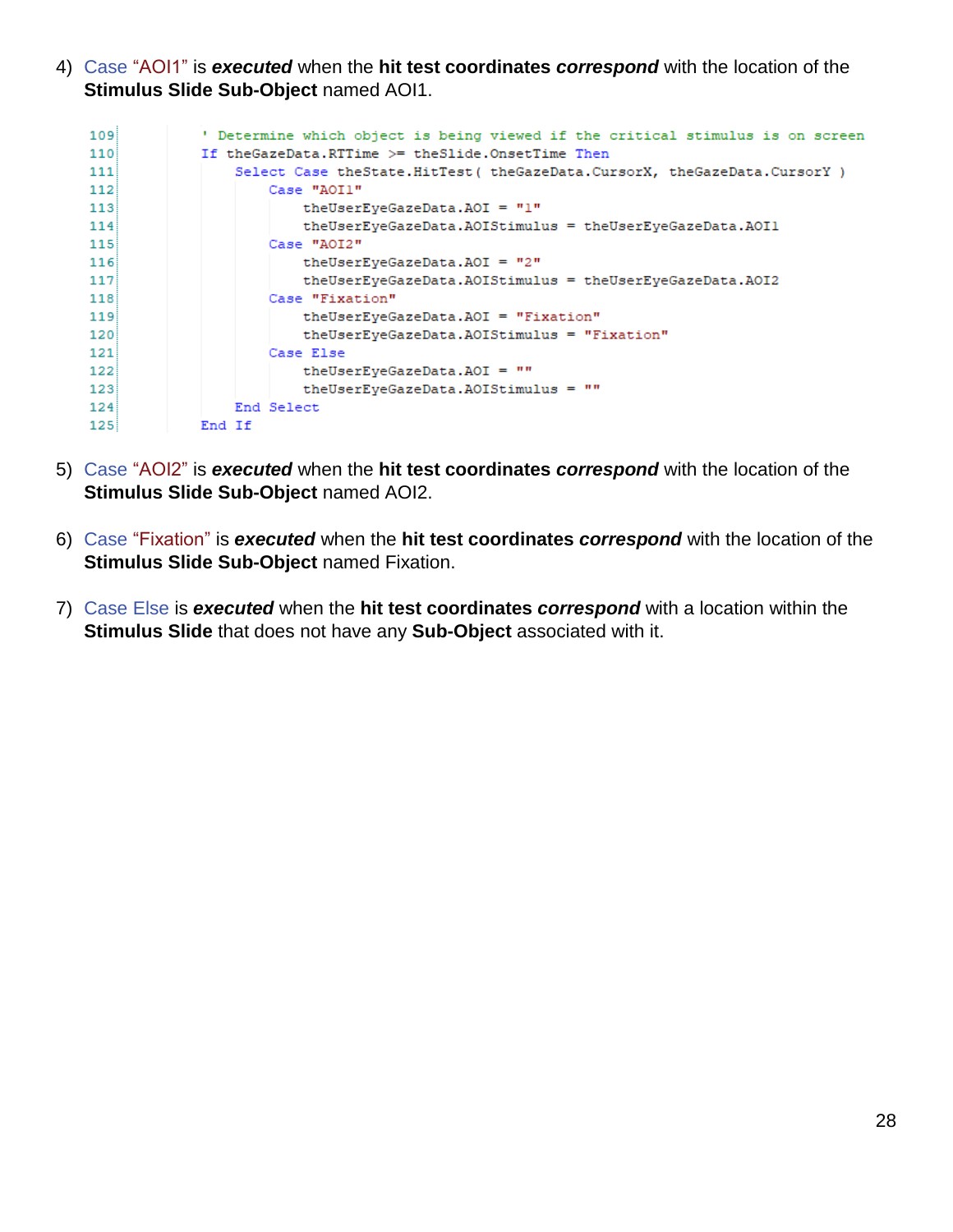4) Case "AOI1" is ***executed*** when the **hit test coordinates *correspond*** with the location of the **Stimulus Slide Sub-Object** named AOI1.

```
109         ' Determine which object is being viewed if the critical stimulus is on screen
110         If theGazeData.RTTime >= theSlide.OnsetTime Then
111             Select Case theState.HitTest( theGazeData.CursorX, theGazeData.CursorY )
112                 Case "AOI1"
113                     theUserEyeGazeData.AOI = "1"
114                     theUserEyeGazeData.AOIStimulus = theUserEyeGazeData.AOI1
115                 Case "AOI2"
116                     theUserEyeGazeData.AOI = "2"
117                     theUserEyeGazeData.AOIStimulus = theUserEyeGazeData.AOI2
118                 Case "Fixation"
119                     theUserEyeGazeData.AOI = "Fixation"
120                     theUserEyeGazeData.AOIStimulus = "Fixation"
121                 Case Else
122                     theUserEyeGazeData.AOI = ""
123                     theUserEyeGazeData.AOIStimulus = ""
124             End Select
125         End If
```

5) Case "AOI2" is ***executed*** when the **hit test coordinates *correspond*** with the location of the **Stimulus Slide Sub-Object** named AOI2.

6) Case "Fixation" is ***executed*** when the **hit test coordinates *correspond*** with the location of the **Stimulus Slide Sub-Object** named Fixation.

7) Case Else is ***executed*** when the **hit test coordinates *correspond*** with a location within the **Stimulus Slide** that does not have any **Sub-Object** associated with it.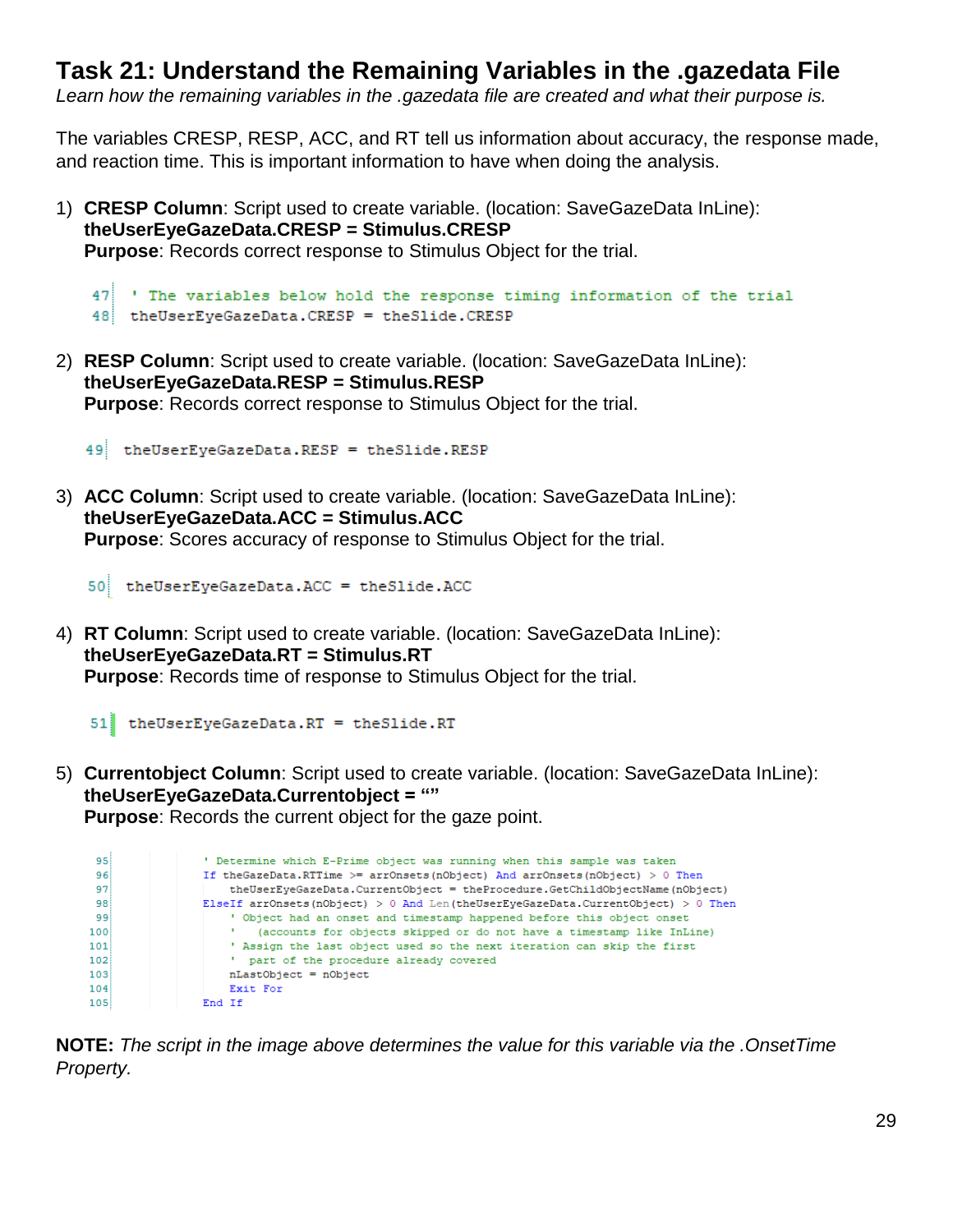# Task 21: Understand the Remaining Variables in the .gazedata File

*Learn how the remaining variables in the .gazedata file are created and what their purpose is.*

The variables CRESP, RESP, ACC, and RT tell us information about accuracy, the response made, and reaction time. This is important information to have when doing the analysis.

1) **CRESP Column**: Script used to create variable. (location: SaveGazeData InLine):
   **theUserEyeGazeData.CRESP = Stimulus.CRESP**
   **Purpose**: Records correct response to Stimulus Object for the trial.

```
47  ' The variables below hold the response timing information of the trial
48  theUserEyeGazeData.CRESP = theSlide.CRESP
```

2) **RESP Column**: Script used to create variable. (location: SaveGazeData InLine):
   **theUserEyeGazeData.RESP = Stimulus.RESP**
   **Purpose**: Records correct response to Stimulus Object for the trial.

```
49  theUserEyeGazeData.RESP = theSlide.RESP
```

3) **ACC Column**: Script used to create variable. (location: SaveGazeData InLine):
   **theUserEyeGazeData.ACC = Stimulus.ACC**
   **Purpose**: Scores accuracy of response to Stimulus Object for the trial.

```
50  theUserEyeGazeData.ACC = theSlide.ACC
```

4) **RT Column**: Script used to create variable. (location: SaveGazeData InLine):
   **theUserEyeGazeData.RT = Stimulus.RT**
   **Purpose**: Records time of response to Stimulus Object for the trial.

```
51  theUserEyeGazeData.RT = theSlide.RT
```

5) **Currentobject Column**: Script used to create variable. (location: SaveGazeData InLine):
   **theUserEyeGazeData.Currentobject = “”**
   **Purpose**: Records the current object for the gaze point.

```
95          ' Determine which E-Prime object was running when this sample was taken
96          If theGazeData.RTTime >= arrOnsets(nObject) And arrOnsets(nObject) > 0 Then
97              theUserEyeGazeData.CurrentObject = theProcedure.GetChildObjectName(nObject)
98          ElseIf arrOnsets(nObject) > 0 And Len(theUserEyeGazeData.CurrentObject) > 0 Then
99              ' Object had an onset and timestamp happened before this object onset
100             '   (accounts for objects skipped or do not have a timestamp like InLine)
101             ' Assign the last object used so the next iteration can skip the first
102             '  part of the procedure already covered
103             nLastObject = nObject
104             Exit For
105         End If
```

**NOTE:** *The script in the image above determines the value for this variable via the .OnsetTime Property.*